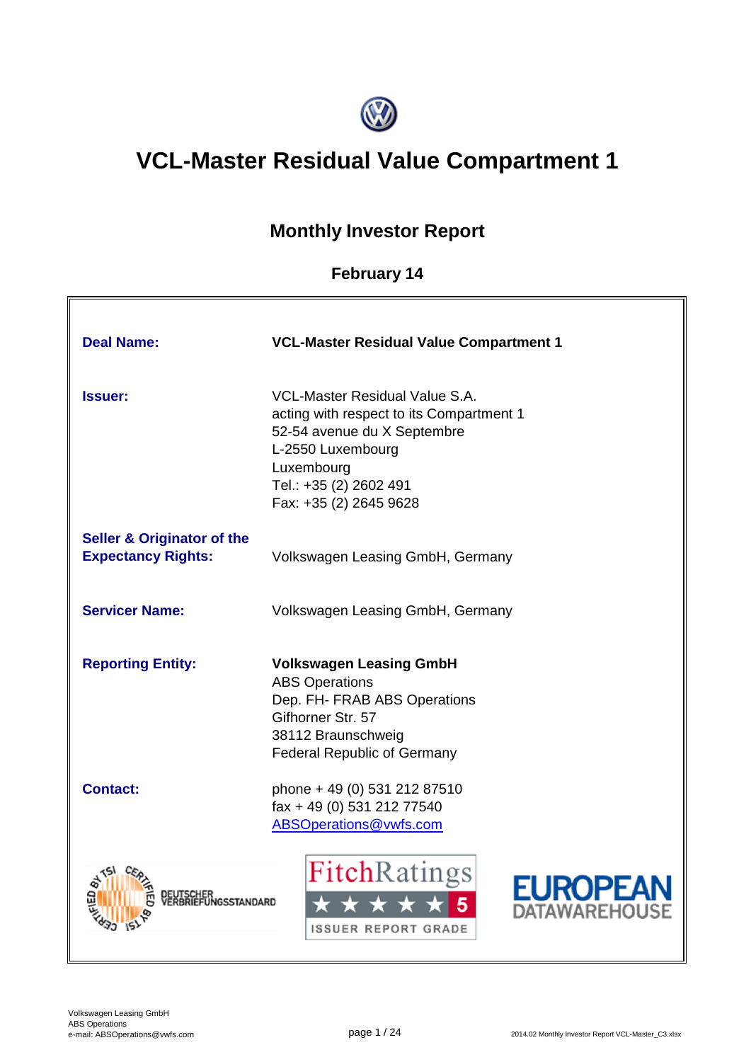# VCL-Master Residual Value Compartment 1

## Monthly Investor Report

### February 14

| | |
|---|---|
| **Deal Name:** | **VCL-Master Residual Value Compartment 1** |
| **Issuer:** | VCL-Master Residual Value S.A.<br>acting with respect to its Compartment 1<br>52-54 avenue du X Septembre<br>L-2550 Luxembourg<br>Luxembourg<br>Tel.: +35 (2) 2602 491<br>Fax: +35 (2) 2645 9628 |
| **Seller & Originator of the Expectancy Rights:** | Volkswagen Leasing GmbH, Germany |
| **Servicer Name:** | Volkswagen Leasing GmbH, Germany |
| **Reporting Entity:** | **Volkswagen Leasing GmbH**<br>ABS Operations<br>Dep. FH- FRAB ABS Operations<br>Gifhorner Str. 57<br>38112 Braunschweig<br>Federal Republic of Germany |
| **Contact:** | phone + 49 (0) 531 212 87510<br>fax + 49 (0) 531 212 77540<br>ABSOperations@vwfs.com |

CERTIFIED BY TSI DEUTSCHER VERBRIEFUNGSSTANDARD

FitchRatings ★★★★★ 5 ISSUER REPORT GRADE

EUROPEAN DATAWAREHOUSE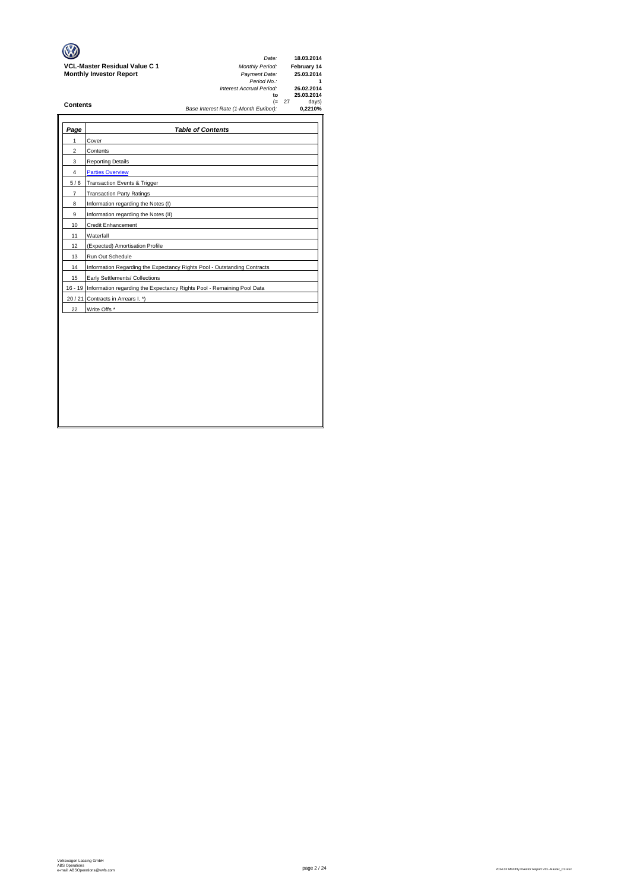**VCL-Master Residual Value C 1**
**Monthly Investor Report**

| | |
|---|---|
| *Date:* | **18.03.2014** |
| *Monthly Period:* | **February 14** |
| *Payment Date:* | **25.03.2014** |
| *Period No.:* | **1** |
| *Interest Accrual Period:* | **26.02.2014** |
| **to** | **25.03.2014** |
| (= 27 | days) |
| *Base Interest Rate (1-Month Euribor):* | **0,2210%** |

## Contents

| *Page* | *Table of Contents* |
|---|---|
| 1 | Cover |
| 2 | Contents |
| 3 | Reporting Details |
| 4 | Parties Overview |
| 5 / 6 | Transaction Events & Trigger |
| 7 | Transaction Party Ratings |
| 8 | Information regarding the Notes (I) |
| 9 | Information regarding the Notes (II) |
| 10 | Credit Enhancement |
| 11 | Waterfall |
| 12 | (Expected) Amortisation Profile |
| 13 | Run Out Schedule |
| 14 | Information Regarding the Expectancy Rights Pool - Outstanding Contracts |
| 15 | Early Settlements/ Collections |
| 16 - 19 | Information regarding the Expectancy Rights Pool - Remaining Pool Data |
| 20 / 21 | Contracts in Arrears I. *) |
| 22 | Write Offs * |

Volkswagen Leasing GmbH
ABS Operations
e-mail: ABSOperations@vwfs.com

2014.02 Monthly Investor Report VCL-Master_C3.xlsx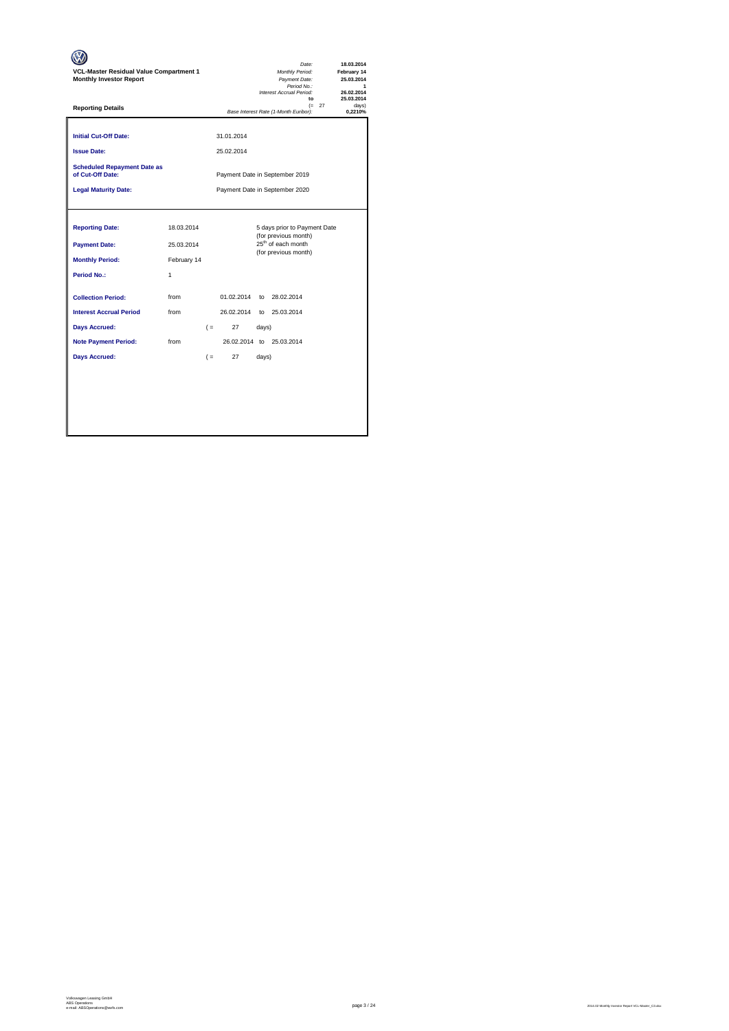**VCL-Master Residual Value Compartment 1**
**Monthly Investor Report**

| | |
|---|---|
| *Date:* | **18.03.2014** |
| *Monthly Period:* | **February 14** |
| *Payment Date:* | **25.03.2014** |
| *Period No.:* | **1** |
| *Interest Accrual Period:* | **26.02.2014** |
| **to** | **25.03.2014** |
| (= 27 | days) |
| *Base Interest Rate (1-Month Euribor):* | **0,2210%** |

**Reporting Details**

| | | |
|---|---|---|
| **Initial Cut-Off Date:** | | 31.01.2014 |
| **Issue Date:** | | 25.02.2014 |
| **Scheduled Repayment Date as of Cut-Off Date:** | | Payment Date in September 2019 |
| **Legal Maturity Date:** | | Payment Date in September 2020 |

| | | | |
|---|---|---|---|
| **Reporting Date:** | 18.03.2014 | | 5 days prior to Payment Date (for previous month) |
| **Payment Date:** | 25.03.2014 | | 25[th] of each month (for previous month) |
| **Monthly Period:** | February 14 | | |
| **Period No.:** | 1 | | |
| **Collection Period:** | from | 01.02.2014 to 28.02.2014 | |
| **Interest Accrual Period** | from | 26.02.2014 to 25.03.2014 | |
| **Days Accrued:** | | ( = 27 days) | |
| **Note Payment Period:** | from | 26.02.2014 to 25.03.2014 | |
| **Days Accrued:** | | ( = 27 days) | |

Volkswagen Leasing GmbH
ABS Operations
e-mail: ABSOperations@vwfs.com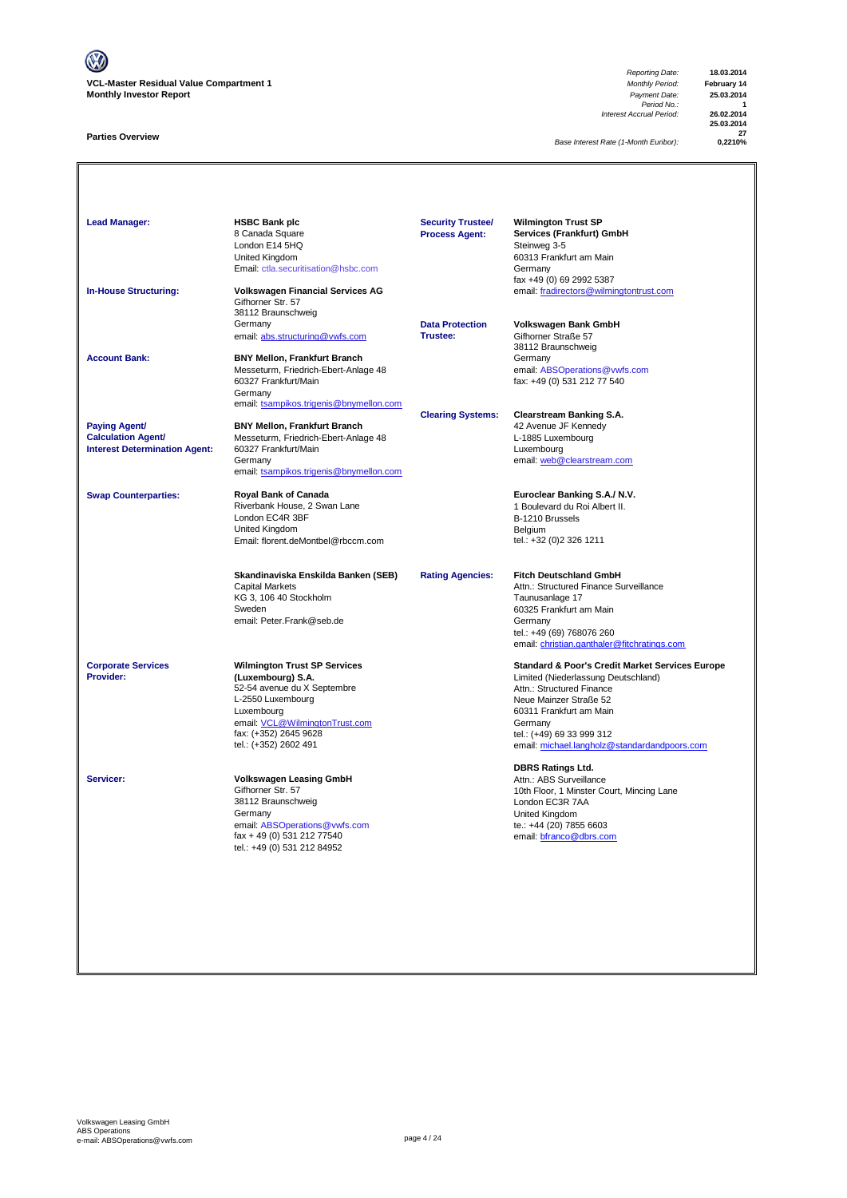**VCL-Master Residual Value Compartment 1**
**Monthly Investor Report**

| | |
|---|---|
| *Reporting Date:* | **18.03.2014** |
| *Monthly Period:* | **February 14** |
| *Payment Date:* | **25.03.2014** |
| *Period No.:* | **1** |
| *Interest Accrual Period:* | **26.02.2014** |
| | **25.03.2014** |
| | **27** |
| *Base Interest Rate (1-Month Euribor):* | **0,2210%** |

## Parties Overview

**Lead Manager:**
**HSBC Bank plc**
8 Canada Square
London E14 5HQ
United Kingdom
Email: ctla.securitisation@hsbc.com

**In-House Structuring:**
**Volkswagen Financial Services AG**
Gifhorner Str. 57
38112 Braunschweig
Germany
email: abs.structuring@vwfs.com

**Account Bank:**
**BNY Mellon, Frankfurt Branch**
Messeturm, Friedrich-Ebert-Anlage 48
60327 Frankfurt/Main
Germany
email: tsampikos.trigenis@bnymellon.com

**Paying Agent/ Calculation Agent/ Interest Determination Agent:**
**BNY Mellon, Frankfurt Branch**
Messeturm, Friedrich-Ebert-Anlage 48
60327 Frankfurt/Main
Germany
email: tsampikos.trigenis@bnymellon.com

**Swap Counterparties:**
**Royal Bank of Canada**
Riverbank House, 2 Swan Lane
London EC4R 3BF
United Kingdom
Email: florent.deMontbel@rbccm.com

**Skandinaviska Enskilda Banken (SEB)**
Capital Markets
KG 3, 106 40 Stockholm
Sweden
email: Peter.Frank@seb.de

**Corporate Services Provider:**
**Wilmington Trust SP Services (Luxembourg) S.A.**
52-54 avenue du X Septembre
L-2550 Luxembourg
Luxembourg
email: VCL@WilmingtonTrust.com
fax: (+352) 2645 9628
tel.: (+352) 2602 491

**Servicer:**
**Volkswagen Leasing GmbH**
Gifhorner Str. 57
38112 Braunschweig
Germany
email: ABSOperations@vwfs.com
fax + 49 (0) 531 212 77540
tel.: +49 (0) 531 212 84952

**Security Trustee/ Process Agent:**
**Wilmington Trust SP Services (Frankfurt) GmbH**
Steinweg 3-5
60313 Frankfurt am Main
Germany
fax +49 (0) 69 2992 5387
email: fradirectors@wilmingtontrust.com

**Data Protection Trustee:**
**Volkswagen Bank GmbH**
Gifhorner Straße 57
38112 Braunschweig
Germany
email: ABSOperations@vwfs.com
fax: +49 (0) 531 212 77 540

**Clearing Systems:**
**Clearstream Banking S.A.**
42 Avenue JF Kennedy
L-1885 Luxembourg
Luxembourg
email: web@clearstream.com

**Euroclear Banking S.A./ N.V.**
1 Boulevard du Roi Albert II.
B-1210 Brussels
Belgium
tel.: +32 (0)2 326 1211

**Rating Agencies:**
**Fitch Deutschland GmbH**
Attn.: Structured Finance Surveillance
Taunusanlage 17
60325 Frankfurt am Main
Germany
tel.: +49 (69) 768076 260
email: christian.ganthaler@fitchratings.com

**Standard & Poor's Credit Market Services Europe**
Limited (Niederlassung Deutschland)
Attn.: Structured Finance
Neue Mainzer Straße 52
60311 Frankfurt am Main
Germany
tel.: (+49) 69 33 999 312
email: michael.langholz@standardandpoors.com

**DBRS Ratings Ltd.**
Attn.: ABS Surveillance
10th Floor, 1 Minster Court, Mincing Lane
London EC3R 7AA
United Kingdom
te.: +44 (20) 7855 6603
email: bfranco@dbrs.com

Volkswagen Leasing GmbH
ABS Operations
e-mail: ABSOperations@vwfs.com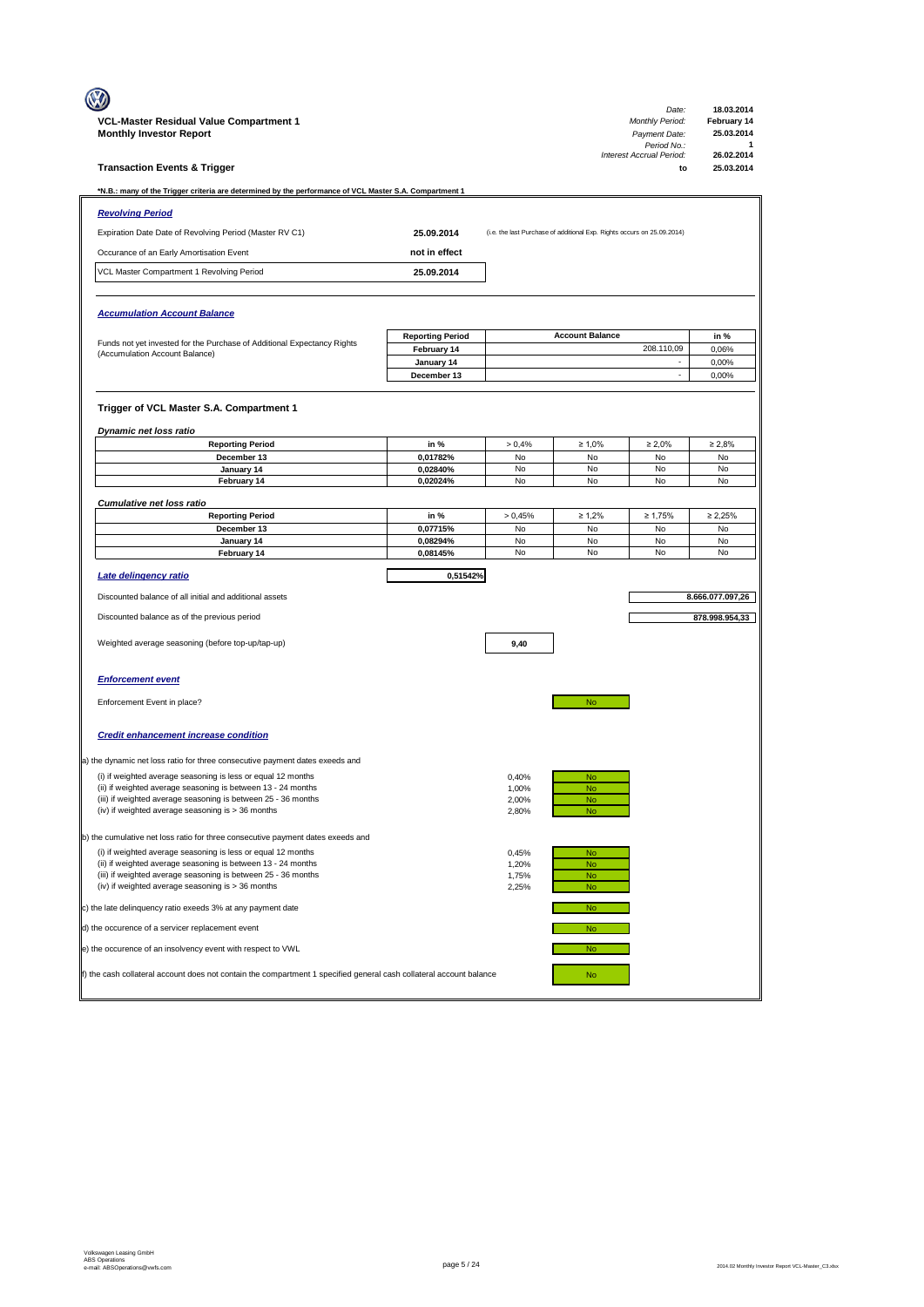**VCL-Master Residual Value Compartment 1**
**Monthly Investor Report**

| | |
|---|---|
| Date: | 18.03.2014 |
| Monthly Period: | February 14 |
| Payment Date: | 25.03.2014 |
| Period No.: | 1 |
| Interest Accrual Period: | 26.02.2014 |
| to | 25.03.2014 |

## Transaction Events & Trigger

***N.B.: many of the Trigger criteria are determined by the performance of VCL Master S.A. Compartment 1**

### *Revolving Period*

| | | |
|---|---|---|
| Expiration Date Date of Revolving Period (Master RV C1) | **25.09.2014** | (i.e. the last Purchase of additional Exp. Rights occurs on 25.09.2014) |
| Occurance of an Early Amortisation Event | **not in effect** | |
| VCL Master Compartment 1 Revolving Period | **25.09.2014** | |

### *Accumulation Account Balance*

Funds not yet invested for the Purchase of Additional Expectancy Rights (Accumulation Account Balance)

| Reporting Period | Account Balance | in % |
|---|---|---|
| February 14 | 208.110,09 | 0,06% |
| January 14 | - | 0,00% |
| December 13 | - | 0,00% |

### Trigger of VCL Master S.A. Compartment 1

*Dynamic net loss ratio*

| Reporting Period | in % | > 0,4% | ≥ 1,0% | ≥ 2,0% | ≥ 2,8% |
|---|---|---|---|---|---|
| December 13 | 0,01782% | No | No | No | No |
| January 14 | 0,02840% | No | No | No | No |
| February 14 | 0,02024% | No | No | No | No |

*Cumulative net loss ratio*

| Reporting Period | in % | > 0,45% | ≥ 1,2% | ≥ 1,75% | ≥ 2,25% |
|---|---|---|---|---|---|
| December 13 | 0,07715% | No | No | No | No |
| January 14 | 0,08294% | No | No | No | No |
| February 14 | 0,08145% | No | No | No | No |

*Late delinquency ratio* **0,51542%**

| | |
|---|---|
| Discounted balance of all initial and additional assets | 8.666.077.097,26 |
| Discounted balance as of the previous period | 878.998.954,33 |
| Weighted average seasoning (before top-up/tap-up) | 9,40 |

### *Enforcement event*

Enforcement Event in place? No

### *Credit enhancement increase condition*

a) the dynamic net loss ratio for three consecutive payment dates exeeds and

| | | |
|---|---|---|
| (i) if weighted average seasoning is less or equal 12 months | 0,40% | No |
| (ii) if weighted average seasoning is between 13 - 24 months | 1,00% | No |
| (iii) if weighted average seasoning is between 25 - 36 months | 2,00% | No |
| (iv) if weighted average seasoning is > 36 months | 2,80% | No |

b) the cumulative net loss ratio for three consecutive payment dates exeeds and

| | | |
|---|---|---|
| (i) if weighted average seasoning is less or equal 12 months | 0,45% | No |
| (ii) if weighted average seasoning is between 13 - 24 months | 1,20% | No |
| (iii) if weighted average seasoning is between 25 - 36 months | 1,75% | No |
| (iv) if weighted average seasoning is > 36 months | 2,25% | No |

c) the late delinquency ratio exeeds 3% at any payment date — No

d) the occurence of a servicer replacement event — No

e) the occurence of an insolvency event with respect to VWL — No

f) the cash collateral account does not contain the compartment 1 specified general cash collateral account balance — No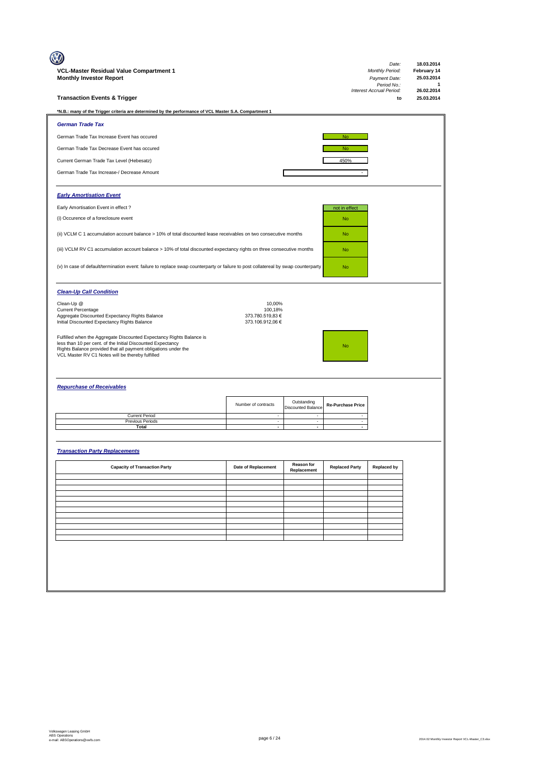**VCL-Master Residual Value Compartment 1**
**Monthly Investor Report**

| | |
|---|---|
| *Date:* | **18.03.2014** |
| *Monthly Period:* | **February 14** |
| *Payment Date:* | **25.03.2014** |
| *Period No.:* | **1** |
| *Interest Accrual Period:* | **26.02.2014** |
| **to** | **25.03.2014** |

## Transaction Events & Trigger

***N.B.: many of the Trigger criteria are determined by the performance of VCL Master S.A. Compartment 1**

### *German Trade Tax*

| | |
|---|---|
| German Trade Tax Increase Event has occured | No |
| German Trade Tax Decrease Event has occured | No |
| Current German Trade Tax Level (Hebesatz) | 450% |
| German Trade Tax Increase-/ Decrease Amount | - |

### *Early Amortisation Event*

| | |
|---|---|
| Early Amortisation Event in effect ? | not in effect |
| (i) Occurence of a foreclosure event | No |
| (ii) VCLM C 1 accumulation account balance > 10% of total discounted lease receivables on two consecutive months | No |
| (iii) VCLM RV C1 accumulation account balance > 10% of total discounted expectancy rights on three consecutive months | No |
| (v) In case of default/termination event: failure to replace swap counterparty or failure to post collatereal by swap counterparty | No |

### *Clean-Up Call Condition*

| | |
|---|---|
| Clean-Up @ | 10,00% |
| Current Percentage | 100,18% |
| Aggregate Discounted Expectancy Rights Balance | 373.780.519,83 € |
| Initial Discounted Expectancy Rights Balance | 373.106.912,06 € |

Fulfilled when the Aggregate Discounted Expectancy Rights Balance is less than 10 per cent. of the Initial Discounted Expectancy Rights Balance provided that all payment obligations under the VCL Master RV C1 Notes will be thereby fulfilled: **No**

### *Repurchase of Receivables*

| | Number of contracts | Outstanding Discounted Balance | Re-Purchase Price |
|---|---|---|---|
| Current Period | - | - | - |
| Previous Periods | - | - | - |
| **Total** | **-** | **-** | **-** |

### *Transaction Party Replacements*

| Capacity of Transaction Party | Date of Replacement | Reason for Replacement | Replaced Party | Replaced by |
|---|---|---|---|---|
| | | | | |
| | | | | |
| | | | | |
| | | | | |
| | | | | |
| | | | | |
| | | | | |
| | | | | |
| | | | | |
| | | | | |
| | | | | |
| | | | | |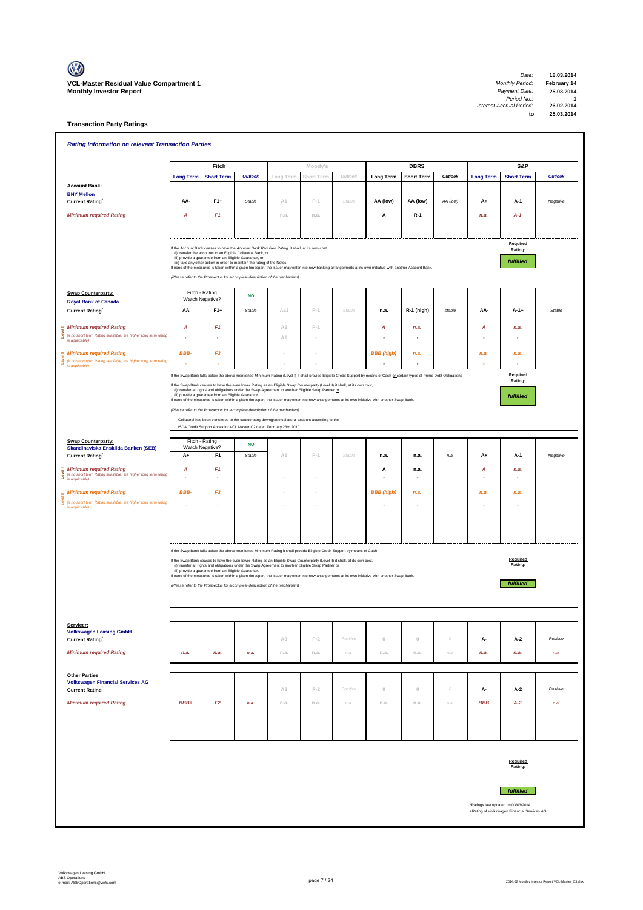**VCL-Master Residual Value Compartment 1**
**Monthly Investor Report**

| | |
|---|---|
| Date: | 18.03.2014 |
| Monthly Period: | February 14 |
| Payment Date: | 25.03.2014 |
| Period No.: | 1 |
| Interest Accrual Period: | 26.02.2014 |
| to | 25.03.2014 |

## Transaction Party Ratings

### Rating Information on relevant Transaction Parties

| | Fitch | | | Moody's | | | DBRS | | | S&P | | |
|---|---|---|---|---|---|---|---|---|---|---|---|---|
| | Long Term | Short Term | Outlook | Long Term | Short Term | Outlook | Long Term | Short Term | Outlook | Long Term | Short Term | Outlook |
| **Account Bank:** **BNY Mellon** | | | | | | | | | | | | |
| **Current Rating*** | AA- | F1+ | Stable | A1 | P-1 | Stable | AA (low) | AA (low) | AA (low) | A+ | A-1 | Negative |
| *Minimum required Rating* | A | F1 | | n.a. | n.a. | | A | R-1 | | n.a. | A-1 | |

If the Account Bank ceases to have the *Account Bank Required Rating* it shall, at its own cost,
(i) transfer the accounts to an Eligible Collateral Bank, or
(ii) provide a guarantee from an Eligible Guarantor, or
(iii) take any other action in order to maintain the rating of the Notes.
If none of the measures is taken within a given timespan, the Issuer may enter into new banking arrangements at its own initiative with another Account Bank.

*(Please refer to the Prospectus for a complete description of the mechanism)*

Required Rating: **fulfilled**

| | Fitch | | | Moody's | | | DBRS | | | S&P | | |
|---|---|---|---|---|---|---|---|---|---|---|---|---|
| | Long Term | Short Term | Outlook | Long Term | Short Term | Outlook | Long Term | Short Term | Outlook | Long Term | Short Term | Outlook |
| **Swap Counterparty:** **Royal Bank of Canada** | Fitch - Rating Watch Negative? | | NO | | | | | | | | | |
| **Current Rating*** | AA | F1+ | Stable | Aa3 | P-1 | Stable | n.a. | R-1 (high) | stable | AA- | A-1+ | Stable |
| Level I *Minimum required Rating* | A | F1 | | A2 | P-1 | | A | n.a. | | A | n.a. | |
| *(If no short term Rating available, the higher long term rating is applicable)* | - | - | | A1 | - | | - | - | | - | - | |
| Level II *Minimum required Rating* | BBB- | F3 | | - | - | | BBB (high) | n.a. | | n.a. | n.a. | |
| *(If no short term Rating available, the higher long term rating is applicable)* | - | - | | - | - | | - | - | | - | - | |

If the Swap Bank falls below the above mentioned Minimum Rating (Level I) it shall provide Eligible Credit Support by means of Cash or certain types of Prime Debt Obligations

If the Swap Bank ceases to have the even lower Rating as an Eligible Swap Counterparty (Level II) it shall, at its own cost,
(i) transfer all rights and obligations under the Swap Agreement to another Eligible Swap Partner or
(ii) provide a guarantee from an Eligible Guarantor.
If none of the measures is taken within a given timespan, the Issuer may enter into new arrangements at its own initiative with another Swap Bank.

*(Please refer to the Prospectus for a complete description of the mechanism)*

Collateral has been transfered to the counterparty downgrade collateral account according to the ISDA Credit Support Annex for VCL Master C2 dated February 23rd 2010.

Required Rating: **fulfilled**

| | Fitch | | | Moody's | | | DBRS | | | S&P | | |
|---|---|---|---|---|---|---|---|---|---|---|---|---|
| | Long Term | Short Term | Outlook | Long Term | Short Term | Outlook | Long Term | Short Term | Outlook | Long Term | Short Term | Outlook |
| **Swap Counterparty:** **Skandinaviska Enskilda Banken (SEB)** | Fitch - Rating Watch Negative? | | NO | | | | | | | | | |
| **Current Rating*** | A+ | F1 | Stable | A1 | P-1 | Stable | n.a. | n.a. | n.a. | A+ | A-1 | Negative |
| Level I *Minimum required Rating* | A | F1 | | | | | A | n.a. | | A | n.a. | |
| *(If no short term Rating available, the higher long term rating is applicable)* | - | - | | - | - | | - | - | | - | - | |
| Level II *Minimum required Rating* | BBB- | F3 | | - | - | | BBB (high) | n.a. | | n.a. | n.a. | |
| *(If no short term Rating available, the higher long term rating is applicable)* | - | - | | - | - | | - | - | | - | - | |

If the Swap Bank falls below the above mentioned Minimum Rating it shall provide Eligible Credit Support by means of Cash

If the Swap Bank ceases to have the even lower Rating as an Eligible Swap Counterparty (Level II) it shall, at its own cost,
(i) transfer all rights and obligations under the Swap Agreement to another Eligible Swap Partner or
(ii) provide a guarantee from an Eligible Guarantor.
If none of the measures is taken within a given timespan, the Issuer may enter into new arrangements at its own initiative with another Swap Bank.

*(Please refer to the Prospectus for a complete description of the mechanism)*

Required Rating: **fulfilled**

| | Fitch | | | Moody's | | | DBRS | | | S&P | | |
|---|---|---|---|---|---|---|---|---|---|---|---|---|
| | Long Term | Short Term | Outlook | Long Term | Short Term | Outlook | Long Term | Short Term | Outlook | Long Term | Short Term | Outlook |
| **Servicer:** **Volkswagen Leasing GmbH** | | | | | | | | | | | | |
| **Current Rating*** | | | | A3 | P-2 | Positive | 0 | 0 | 0 | A- | A-2 | Positive |
| *Minimum required Rating* | n.a. | n.a. | n.a. | n.a. | n.a. | n.a. | n.a. | n.a. | n.a. | n.a. | n.a. | n.a. |
| **Other Parties** **Volkswagen Financial Services AG** | | | | | | | | | | | | |
| **Current Rating*** | | | | A3 | P-2 | Positive | 0 | 0 | 0 | A- | A-2 | Positive |
| *Minimum required Rating* | BBB+ | F2 | n.a. | n.a. | n.a. | n.a. | n.a. | n.a. | n.a. | BBB | A-2 | n.a. |

Required Rating: **fulfilled**

*Ratings last updated on 03/03/2014
+Rating of Volkswagen Financial Services AG

Volkswagen Leasing GmbH
ABS Operations
e-mail: ABSOperations@vwfs.com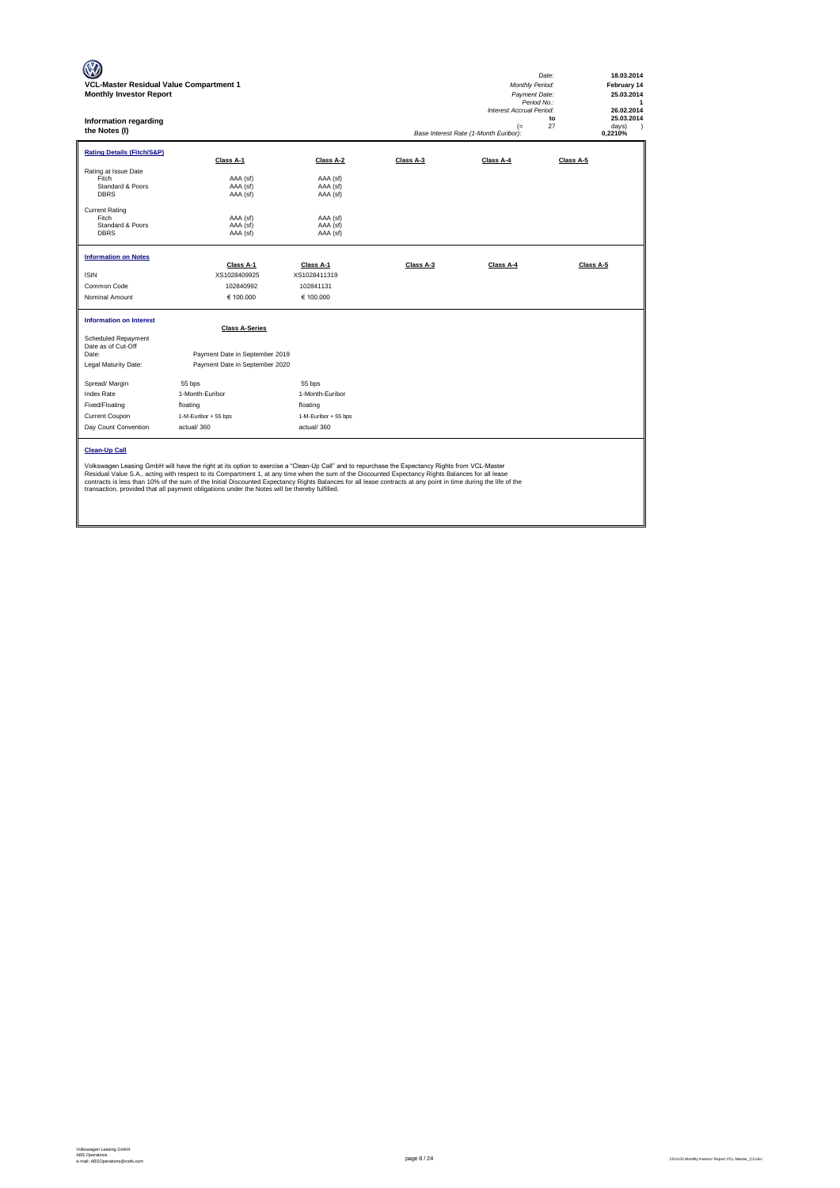**VCL-Master Residual Value Compartment 1**
**Monthly Investor Report**

| | |
|---|---|
| Date: | **18.03.2014** |
| Monthly Period: | **February 14** |
| Payment Date: | **25.03.2014** |
| Period No.: | **1** |
| Interest Accrual Period: | **26.02.2014** |
| | **to** |
| | **25.03.2014** |
| (= 27 | days) |
| Base Interest Rate (1-Month Euribor): | **0,2210%** |

## Information regarding the Notes (I)

**Rating Details (Fitch/S&P)**

| | Class A-1 | Class A-2 | Class A-3 | Class A-4 | Class A-5 |
|---|---|---|---|---|---|
| Rating at Issue Date | | | | | |
| Fitch | AAA (sf) | AAA (sf) | | | |
| Standard & Poors | AAA (sf) | AAA (sf) | | | |
| DBRS | AAA (sf) | AAA (sf) | | | |
| Current Rating | | | | | |
| Fitch | AAA (sf) | AAA (sf) | | | |
| Standard & Poors | AAA (sf) | AAA (sf) | | | |
| DBRS | AAA (sf) | AAA (sf) | | | |

**Information on Notes**

| | Class A-1 | Class A-1 | Class A-3 | Class A-4 | Class A-5 |
|---|---|---|---|---|---|
| ISIN | XS1028409925 | XS1028411319 | | | |
| Common Code | 102840992 | 102841131 | | | |
| Nominal Amount | € 100.000 | € 100.000 | | | |

**Information on Interest**

| | Class A-Series | |
|---|---|---|
| Scheduled Repayment Date as of Cut-Off Date: | Payment Date in September 2019 | |
| Legal Maturity Date: | Payment Date in September 2020 | |
| Spread/ Margin | 55 bps | 55 bps |
| Index Rate | 1-Month-Euribor | 1-Month-Euribor |
| Fixed/Floating | floating | floating |
| Current Coupon | 1-M-Euribor + 55 bps | 1-M-Euribor + 55 bps |
| Day Count Convention | actual/ 360 | actual/ 360 |

**Clean-Up Call**

Volkswagen Leasing GmbH will have the right at its option to exercise a "Clean-Up Call" and to repurchase the Expectancy Rights from VCL-Master Residual Value S.A., acting with respect to its Compartment 1, at any time when the sum of the Discounted Expectancy Rights Balances for all lease contracts is less than 10% of the sum of the Initial Discounted Expectancy Rights Balances for all lease contracts at any point in time during the life of the transaction, provided that all payment obligations under the Notes will be thereby fulfilled.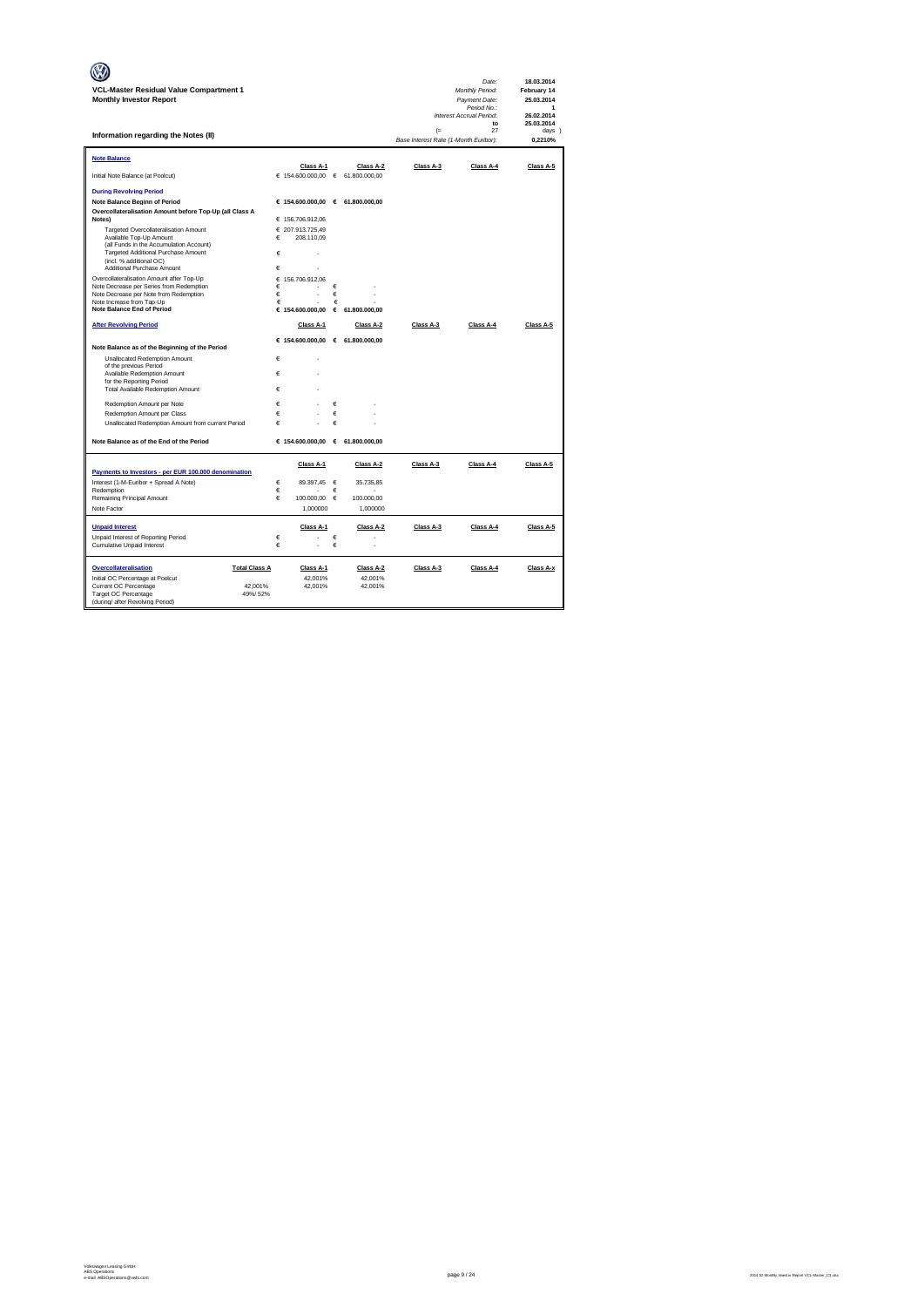**VCL-Master Residual Value Compartment 1**
**Monthly Investor Report**

| | |
|---|---|
| *Date:* | **18.03.2014** |
| *Monthly Period:* | **February 14** |
| *Payment Date:* | **25.03.2014** |
| *Period No.:* | **1** |
| *Interest Accrual Period:* | **26.02.2014** |
| **to** | **25.03.2014** |
| (= 27 | *days* ) |
| *Base Interest Rate (1-Month Euribor):* | **0,2210%** |

## Information regarding the Notes (II)

| **Note Balance** | Class A-1 | Class A-2 | Class A-3 | Class A-4 | Class A-5 |
|---|---|---|---|---|---|
| Initial Note Balance (at Poolcut) | € 154.600.000,00 | € 61.800.000,00 | | | |
| **During Revolving Period** | | | | | |
| **Note Balance Beginn of Period** | **€ 154.600.000,00** | **€ 61.800.000,00** | | | |
| **Overcollateralisation Amount before Top-Up (all Class A Notes)** | € 156.706.912,06 | | | | |
| Targeted Overcollateralisation Amount | € 207.913.725,49 | | | | |
| Available Top-Up Amount (all Funds in the Accumulation Account) | € 208.110,09 | | | | |
| Targeted Additional Purchase Amount (incl. % additional OC) | € - | | | | |
| Additional Purchase Amount | € - | | | | |
| Overcollateralisation Amount after Top-Up | € 156.706.912,06 | | | | |
| Note Decrease per Series from Redemption | € - | € - | | | |
| Note Decrease per Note from Redemption | € - | € - | | | |
| Note Increase from Tap-Up | € - | € - | | | |
| **Note Balance End of Period** | **€ 154.600.000,00** | **€ 61.800.000,00** | | | |

| **After Revolving Period** | Class A-1 | Class A-2 | Class A-3 | Class A-4 | Class A-5 |
|---|---|---|---|---|---|
| **Note Balance as of the Beginning of the Period** | **€ 154.600.000,00** | **€ 61.800.000,00** | | | |
| Unallocated Redemption Amount of the previous Period | € - | | | | |
| Available Redemption Amount for the Reporting Period | € - | | | | |
| Total Available Redemption Amount | € - | | | | |
| Redemption Amount per Note | € - | € - | | | |
| Redemption Amount per Class | € - | € - | | | |
| Unallocated Redemption Amount from current Period | € - | € - | | | |
| **Note Balance as of the End of the Period** | **€ 154.600.000,00** | **€ 61.800.000,00** | | | |

| **Payments to Investors - per EUR 100.000 denomination** | Class A-1 | Class A-2 | Class A-3 | Class A-4 | Class A-5 |
|---|---|---|---|---|---|
| Interest (1-M-Euribor + Spread A Note) | € 89.397,45 | € 35.735,85 | | | |
| Redemption | € - | € - | | | |
| Remaining Principal Amount | € 100.000,00 | € 100.000,00 | | | |
| Note Factor | 1,000000 | 1,000000 | | | |

| **Unpaid Interest** | Class A-1 | Class A-2 | Class A-3 | Class A-4 | Class A-5 |
|---|---|---|---|---|---|
| Unpaid Interest of Reporting Period | € - | € - | | | |
| Cumulative Unpaid Interest | € - | € - | | | |

| **Overcollateralisation** | Total Class A | Class A-1 | Class A-2 | Class A-3 | Class A-4 | Class A-x |
|---|---|---|---|---|---|---|
| Initial OC Percentage at Poolcut | | 42,001% | 42,001% | | | |
| Current OC Percentage | 42,001% | 42,001% | 42,001% | | | |
| Target OC Percentage (during/ after Revolving Period) | 49%/ 52% | | | | | |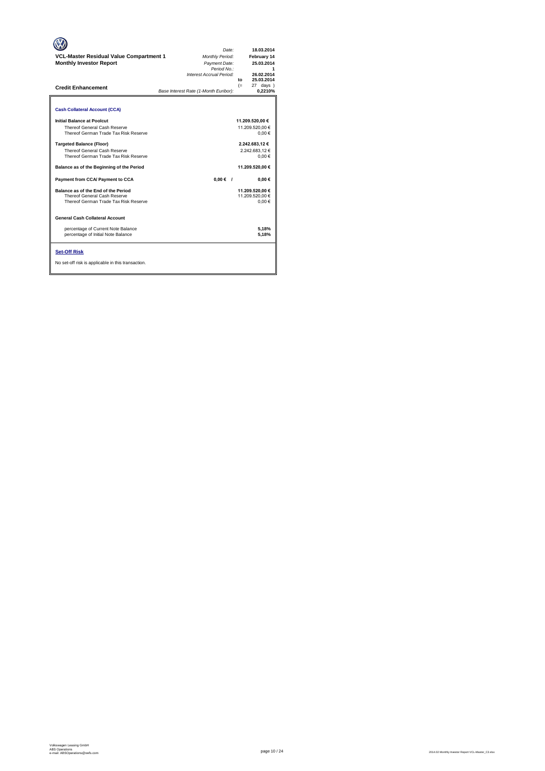**VCL-Master Residual Value Compartment 1**
**Monthly Investor Report**

| | |
|---|---|
| *Date:* | **18.03.2014** |
| *Monthly Period:* | **February 14** |
| *Payment Date:* | **25.03.2014** |
| *Period No.:* | **1** |
| *Interest Accrual Period:* | **26.02.2014** |
| to | **25.03.2014** |
| (= | 27 days ) |
| *Base Interest Rate (1-Month Euribor):* | **0,2210%** |

## Credit Enhancement

### Cash Collateral Account (CCA)

| | | |
|---|---|---|
| **Initial Balance at Poolcut** | | **11.209.520,00 €** |
| Thereof General Cash Reserve | | 11.209.520,00 € |
| Thereof German Trade Tax Risk Reserve | | 0,00 € |
| **Targeted Balance (Floor)** | | **2.242.683,12 €** |
| Thereof General Cash Reserve | | 2.242.683,12 € |
| Thereof German Trade Tax Risk Reserve | | 0,00 € |
| **Balance as of the Beginning of the Period** | | **11.209.520,00 €** |
| **Payment from CCA/ Payment to CCA** | **0,00 € /** | **0,00 €** |
| **Balance as of the End of the Period** | | **11.209.520,00 €** |
| Thereof General Cash Reserve | | 11.209.520,00 € |
| Thereof German Trade Tax Risk Reserve | | 0,00 € |

### General Cash Collateral Account

| | |
|---|---|
| percentage of Current Note Balance | **5,18%** |
| percentage of Initial Note Balance | **5,18%** |

### Set-Off Risk

No set-off risk is applicable in this transaction.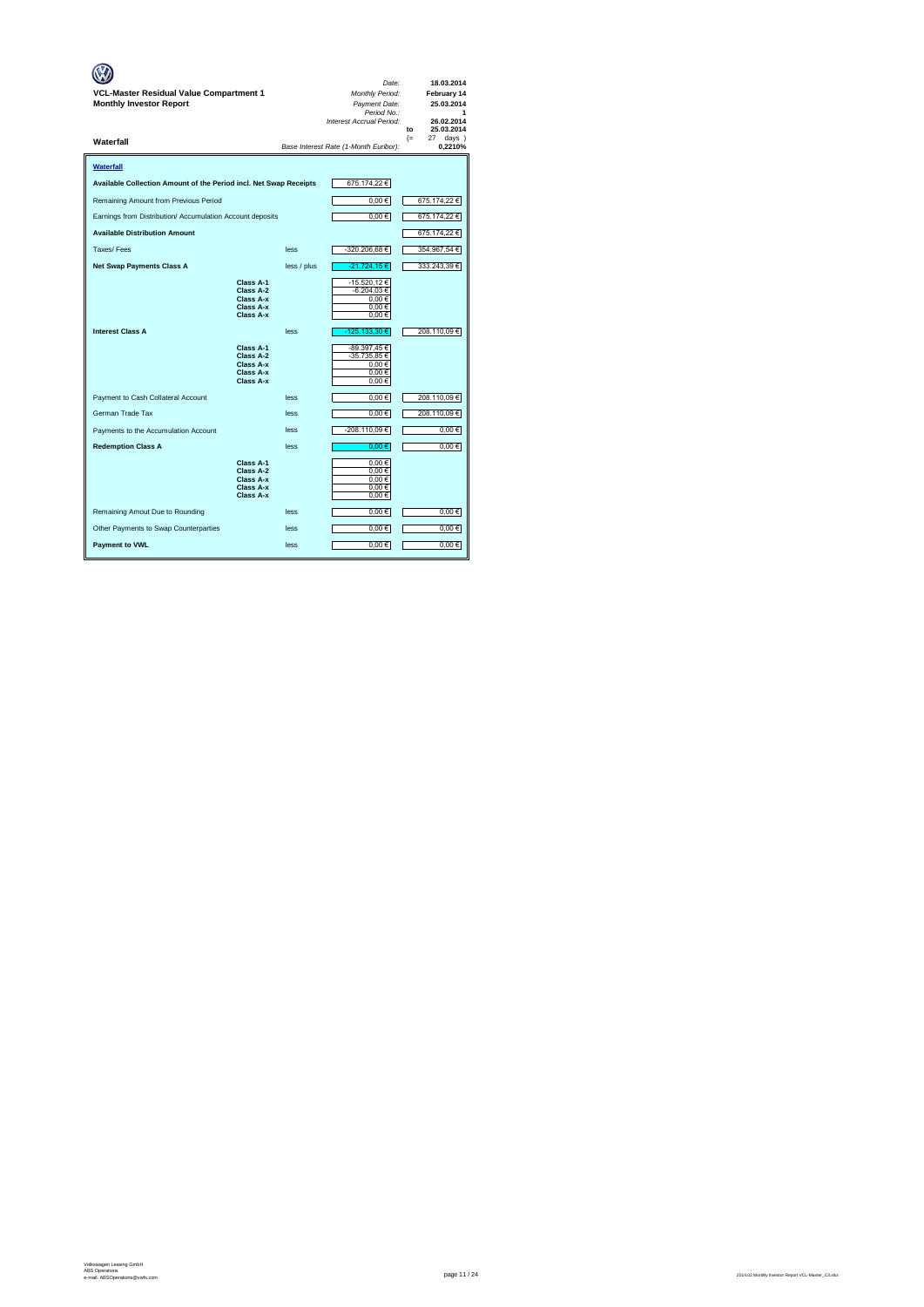**VCL-Master Residual Value Compartment 1**
**Monthly Investor Report**

| | |
|---|---|
| *Date:* | **18.03.2014** |
| *Monthly Period:* | **February 14** |
| *Payment Date:* | **25.03.2014** |
| *Period No.:* | **1** |
| *Interest Accrual Period:* | **26.02.2014** |
| to | **25.03.2014** |
| (= | 27 days ) |
| *Base Interest Rate (1-Month Euribor):* | **0,2210%** |

**Waterfall**

## Waterfall

| | | | | |
|---|---|---|---|---|
| **Available Collection Amount of the Period incl. Net Swap Receipts** | | | 675.174,22 € | |
| Remaining Amount from Previous Period | | | 0,00 € | 675.174,22 € |
| Earnings from Distribution/ Accumulation Account deposits | | | 0,00 € | 675.174,22 € |
| **Available Distribution Amount** | | | | 675.174,22 € |
| Taxes/ Fees | | less | -320.206,68 € | 354.967,54 € |
| **Net Swap Payments Class A** | | less / plus | -21.724,15 € | 333.243,39 € |
| | **Class A-1** | | -15.520,12 € | |
| | **Class A-2** | | -6.204,03 € | |
| | **Class A-x** | | 0,00 € | |
| | **Class A-x** | | 0,00 € | |
| | **Class A-x** | | 0,00 € | |
| **Interest Class A** | | less | -125.133,30 € | 208.110,09 € |
| | **Class A-1** | | -89.397,45 € | |
| | **Class A-2** | | -35.735,85 € | |
| | **Class A-x** | | 0,00 € | |
| | **Class A-x** | | 0,00 € | |
| | **Class A-x** | | 0,00 € | |
| Payment to Cash Collateral Account | | less | 0,00 € | 208.110,09 € |
| German Trade Tax | | less | 0,00 € | 208.110,09 € |
| Payments to the Accumulation Account | | less | -208.110,09 € | 0,00 € |
| **Redemption Class A** | | less | 0,00 € | 0,00 € |
| | **Class A-1** | | 0,00 € | |
| | **Class A-2** | | 0,00 € | |
| | **Class A-x** | | 0,00 € | |
| | **Class A-x** | | 0,00 € | |
| | **Class A-x** | | 0,00 € | |
| Remaining Amout Due to Rounding | | less | 0,00 € | 0,00 € |
| Other Payments to Swap Counterparties | | less | 0,00 € | 0,00 € |
| **Payment to VWL** | | less | 0,00 € | 0,00 € |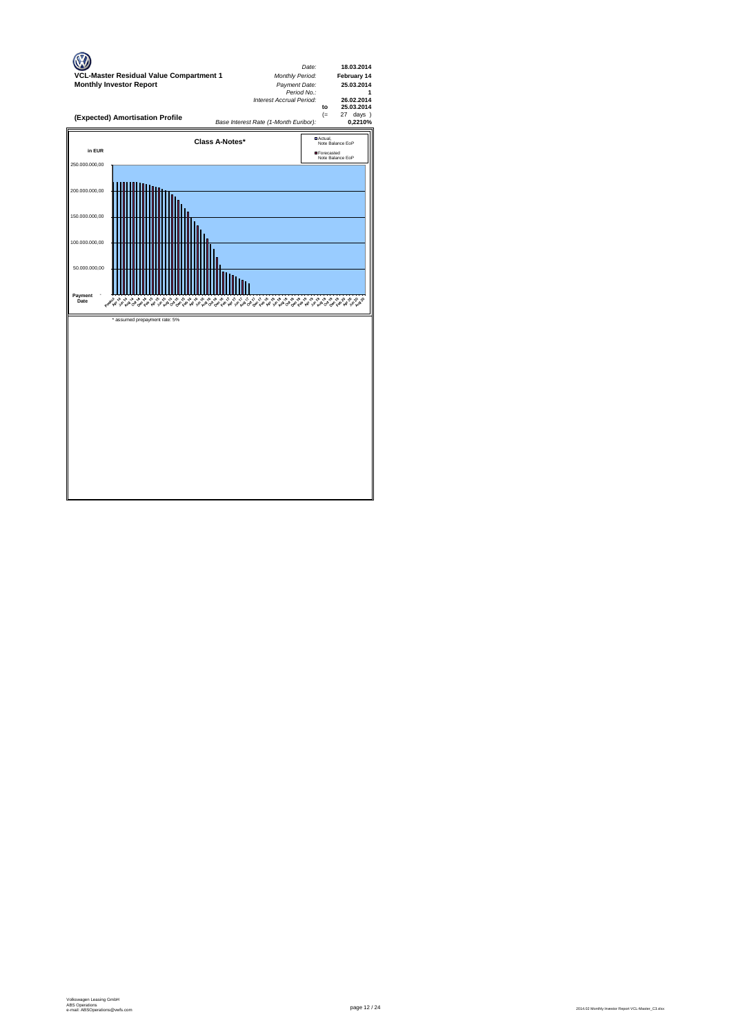**VCL-Master Residual Value Compartment 1**
**Monthly Investor Report**

| | | |
|---|---|---|
| *Date:* | | **18.03.2014** |
| *Monthly Period:* | | **February 14** |
| *Payment Date:* | | **25.03.2014** |
| *Period No.:* | | **1** |
| *Interest Accrual Period:* | | **26.02.2014** |
| | **to** | **25.03.2014** |
| | (= | 27 days ) |
| *Base Interest Rate (1-Month Euribor):* | | **0,2210%** |

**(Expected) Amortisation Profile**

**Class A-Notes***

in EUR

- Actual, Note Balance EoP
- Forecasted Note Balance EoP

250.000.000,00
200.000.000,00
150.000.000,00
100.000.000,00
50.000.000,00
-

Payment Date

\* assumed prepayment rate: 5%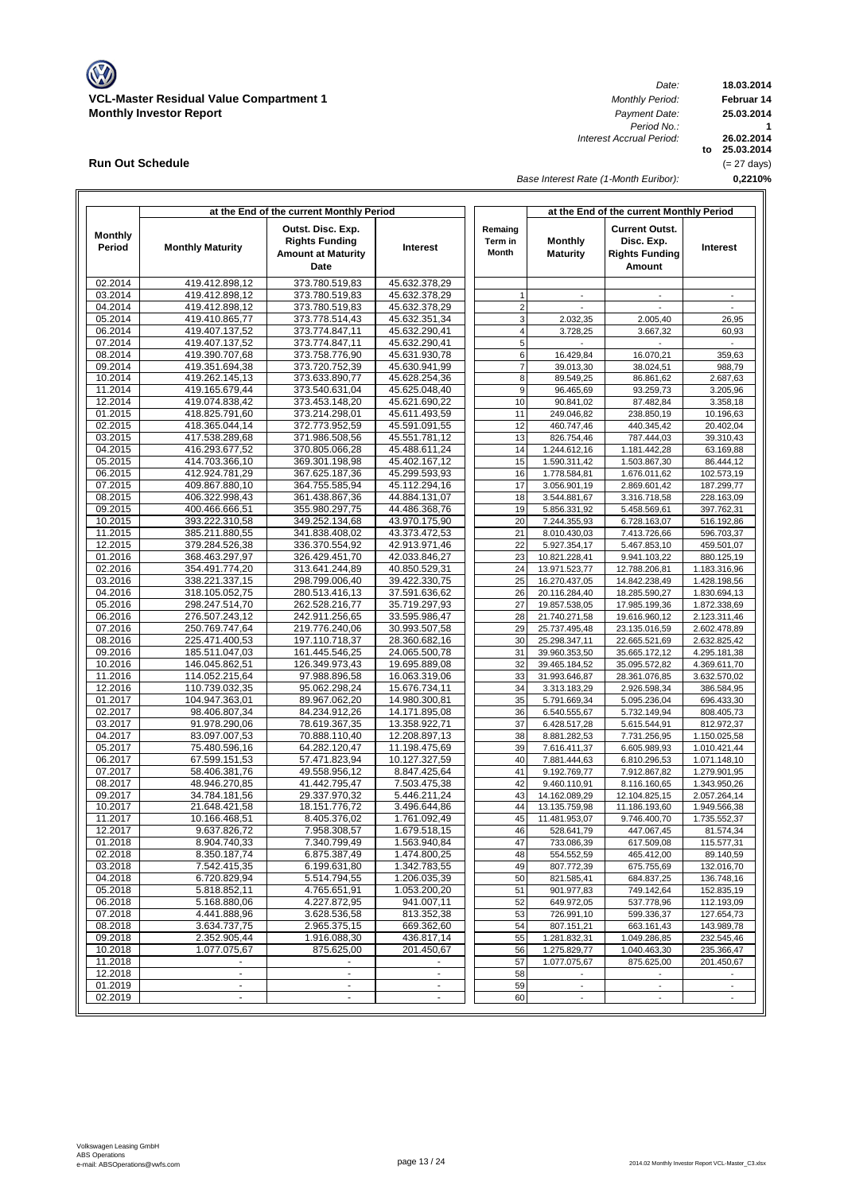**VCL-Master Residual Value Compartment 1**
**Monthly Investor Report**

| | |
|---|---|
| *Date:* | **18.03.2014** |
| *Monthly Period:* | **Februar 14** |
| *Payment Date:* | **25.03.2014** |
| *Period No.:* | **1** |
| *Interest Accrual Period:* | **26.02.2014 to 25.03.2014** |
| | (= 27 days) |
| *Base Interest Rate (1-Month Euribor):* | **0,2210%** |

## Run Out Schedule

| | at the End of the current Monthly Period | | | | | at the End of the current Monthly Period | | |
|---|---|---|---|---|---|---|---|---|
| **Monthly Period** | **Monthly Maturity** | **Outst. Disc. Exp. Rights Funding Amount at Maturity Date** | **Interest** | | **Remaing Term in Month** | **Monthly Maturity** | **Current Outst. Disc. Exp. Rights Funding Amount** | **Interest** |
| 02.2014 | 419.412.898,12 | 373.780.519,83 | 45.632.378,29 | | | | | |
| 03.2014 | 419.412.898,12 | 373.780.519,83 | 45.632.378,29 | | 1 | - | - | - |
| 04.2014 | 419.412.898,12 | 373.780.519,83 | 45.632.378,29 | | 2 | - | - | - |
| 05.2014 | 419.410.865,77 | 373.778.514,43 | 45.632.351,34 | | 3 | 2.032,35 | 2.005,40 | 26,95 |
| 06.2014 | 419.407.137,52 | 373.774.847,11 | 45.632.290,41 | | 4 | 3.728,25 | 3.667,32 | 60,93 |
| 07.2014 | 419.407.137,52 | 373.774.847,11 | 45.632.290,41 | | 5 | - | - | - |
| 08.2014 | 419.390.707,68 | 373.758.776,90 | 45.631.930,78 | | 6 | 16.429,84 | 16.070,21 | 359,63 |
| 09.2014 | 419.351.694,38 | 373.720.752,39 | 45.630.941,99 | | 7 | 39.013,30 | 38.024,51 | 988,79 |
| 10.2014 | 419.262.145,13 | 373.633.890,77 | 45.628.254,36 | | 8 | 89.549,25 | 86.861,62 | 2.687,63 |
| 11.2014 | 419.165.679,44 | 373.540.631,04 | 45.625.048,40 | | 9 | 96.465,69 | 93.259,73 | 3.205,96 |
| 12.2014 | 419.074.838,42 | 373.453.148,20 | 45.621.690,22 | | 10 | 90.841,02 | 87.482,84 | 3.358,18 |
| 01.2015 | 418.825.791,60 | 373.214.298,01 | 45.611.493,59 | | 11 | 249.046,82 | 238.850,19 | 10.196,63 |
| 02.2015 | 418.365.044,14 | 372.773.952,59 | 45.591.091,55 | | 12 | 460.747,46 | 440.345,42 | 20.402,04 |
| 03.2015 | 417.538.289,68 | 371.986.508,56 | 45.551.781,12 | | 13 | 826.754,46 | 787.444,03 | 39.310,43 |
| 04.2015 | 416.293.677,52 | 370.805.066,28 | 45.488.611,24 | | 14 | 1.244.612,16 | 1.181.442,28 | 63.169,88 |
| 05.2015 | 414.703.366,10 | 369.301.198,98 | 45.402.167,12 | | 15 | 1.590.311,42 | 1.503.867,30 | 86.444,12 |
| 06.2015 | 412.924.781,29 | 367.625.187,36 | 45.299.593,93 | | 16 | 1.778.584,81 | 1.676.011,62 | 102.573,19 |
| 07.2015 | 409.867.880,10 | 364.755.585,94 | 45.112.294,16 | | 17 | 3.056.901,19 | 2.869.601,42 | 187.299,77 |
| 08.2015 | 406.322.998,43 | 361.438.867,36 | 44.884.131,07 | | 18 | 3.544.881,67 | 3.316.718,58 | 228.163,09 |
| 09.2015 | 400.466.666,51 | 355.980.297,75 | 44.486.368,76 | | 19 | 5.856.331,92 | 5.458.569,61 | 397.762,31 |
| 10.2015 | 393.222.310,58 | 349.252.134,68 | 43.970.175,90 | | 20 | 7.244.355,93 | 6.728.163,07 | 516.192,86 |
| 11.2015 | 385.211.880,55 | 341.838.408,02 | 43.373.472,53 | | 21 | 8.010.430,03 | 7.413.726,66 | 596.703,37 |
| 12.2015 | 379.284.526,38 | 336.370.554,92 | 42.913.971,46 | | 22 | 5.927.354,17 | 5.467.853,10 | 459.501,07 |
| 01.2016 | 368.463.297,97 | 326.429.451,70 | 42.033.846,27 | | 23 | 10.821.228,41 | 9.941.103,22 | 880.125,19 |
| 02.2016 | 354.491.774,20 | 313.641.244,89 | 40.850.529,31 | | 24 | 13.971.523,77 | 12.788.206,81 | 1.183.316,96 |
| 03.2016 | 338.221.337,15 | 298.799.006,40 | 39.422.330,75 | | 25 | 16.270.437,05 | 14.842.238,49 | 1.428.198,56 |
| 04.2016 | 318.105.052,75 | 280.513.416,13 | 37.591.636,62 | | 26 | 20.116.284,40 | 18.285.590,27 | 1.830.694,13 |
| 05.2016 | 298.247.514,70 | 262.528.216,77 | 35.719.297,93 | | 27 | 19.857.538,05 | 17.985.199,36 | 1.872.338,69 |
| 06.2016 | 276.507.243,12 | 242.911.256,65 | 33.595.986,47 | | 28 | 21.740.271,58 | 19.616.960,12 | 2.123.311,46 |
| 07.2016 | 250.769.747,64 | 219.776.240,06 | 30.993.507,58 | | 29 | 25.737.495,48 | 23.135.016,59 | 2.602.478,89 |
| 08.2016 | 225.471.400,53 | 197.110.718,37 | 28.360.682,16 | | 30 | 25.298.347,11 | 22.665.521,69 | 2.632.825,42 |
| 09.2016 | 185.511.047,03 | 161.445.546,25 | 24.065.500,78 | | 31 | 39.960.353,50 | 35.665.172,12 | 4.295.181,38 |
| 10.2016 | 146.045.862,51 | 126.349.973,43 | 19.695.889,08 | | 32 | 39.465.184,52 | 35.095.572,82 | 4.369.611,70 |
| 11.2016 | 114.052.215,64 | 97.988.896,58 | 16.063.319,06 | | 33 | 31.993.646,87 | 28.361.076,85 | 3.632.570,02 |
| 12.2016 | 110.739.032,35 | 95.062.298,24 | 15.676.734,11 | | 34 | 3.313.183,29 | 2.926.598,34 | 386.584,95 |
| 01.2017 | 104.947.363,01 | 89.967.062,20 | 14.980.300,81 | | 35 | 5.791.669,34 | 5.095.236,04 | 696.433,30 |
| 02.2017 | 98.406.807,34 | 84.234.912,26 | 14.171.895,08 | | 36 | 6.540.555,67 | 5.732.149,94 | 808.405,73 |
| 03.2017 | 91.978.290,06 | 78.619.367,35 | 13.358.922,71 | | 37 | 6.428.517,28 | 5.615.544,91 | 812.972,37 |
| 04.2017 | 83.097.007,53 | 70.888.110,40 | 12.208.897,13 | | 38 | 8.881.282,53 | 7.731.256,95 | 1.150.025,58 |
| 05.2017 | 75.480.596,16 | 64.282.120,47 | 11.198.475,69 | | 39 | 7.616.411,37 | 6.605.989,93 | 1.010.421,44 |
| 06.2017 | 67.599.151,53 | 57.471.823,94 | 10.127.327,59 | | 40 | 7.881.444,63 | 6.810.296,53 | 1.071.148,10 |
| 07.2017 | 58.406.381,76 | 49.558.956,12 | 8.847.425,64 | | 41 | 9.192.769,77 | 7.912.867,82 | 1.279.901,95 |
| 08.2017 | 48.946.270,85 | 41.442.795,47 | 7.503.475,38 | | 42 | 9.460.110,91 | 8.116.160,65 | 1.343.950,26 |
| 09.2017 | 34.784.181,56 | 29.337.970,32 | 5.446.211,24 | | 43 | 14.162.089,29 | 12.104.825,15 | 2.057.264,14 |
| 10.2017 | 21.648.421,58 | 18.151.776,72 | 3.496.644,86 | | 44 | 13.135.759,98 | 11.186.193,60 | 1.949.566,38 |
| 11.2017 | 10.166.468,51 | 8.405.376,02 | 1.761.092,49 | | 45 | 11.481.953,07 | 9.746.400,70 | 1.735.552,37 |
| 12.2017 | 9.637.826,72 | 7.958.308,57 | 1.679.518,15 | | 46 | 528.641,79 | 447.067,45 | 81.574,34 |
| 01.2018 | 8.904.740,33 | 7.340.799,49 | 1.563.940,84 | | 47 | 733.086,39 | 617.509,08 | 115.577,31 |
| 02.2018 | 8.350.187,74 | 6.875.387,49 | 1.474.800,25 | | 48 | 554.552,59 | 465.412,00 | 89.140,59 |
| 03.2018 | 7.542.415,35 | 6.199.631,80 | 1.342.783,55 | | 49 | 807.772,39 | 675.755,69 | 132.016,70 |
| 04.2018 | 6.720.829,94 | 5.514.794,55 | 1.206.035,39 | | 50 | 821.585,41 | 684.837,25 | 136.748,16 |
| 05.2018 | 5.818.852,11 | 4.765.651,91 | 1.053.200,20 | | 51 | 901.977,83 | 749.142,64 | 152.835,19 |
| 06.2018 | 5.168.880,06 | 4.227.872,95 | 941.007,11 | | 52 | 649.972,05 | 537.778,96 | 112.193,09 |
| 07.2018 | 4.441.888,96 | 3.628.536,58 | 813.352,38 | | 53 | 726.991,10 | 599.336,37 | 127.654,73 |
| 08.2018 | 3.634.737,75 | 2.965.375,15 | 669.362,60 | | 54 | 807.151,21 | 663.161,43 | 143.989,78 |
| 09.2018 | 2.352.905,44 | 1.916.088,30 | 436.817,14 | | 55 | 1.281.832,31 | 1.049.286,85 | 232.545,46 |
| 10.2018 | 1.077.075,67 | 875.625,00 | 201.450,67 | | 56 | 1.275.829,77 | 1.040.463,30 | 235.366,47 |
| 11.2018 | - | - | - | | 57 | 1.077.075,67 | 875.625,00 | 201.450,67 |
| 12.2018 | - | - | - | | 58 | - | - | - |
| 01.2019 | - | - | - | | 59 | - | - | - |
| 02.2019 | - | - | - | | 60 | - | - | - |

Volkswagen Leasing GmbH
ABS Operations
e-mail: ABSOperations@vwfs.com

2014.02 Monthly Investor Report VCL-Master_C3.xlsx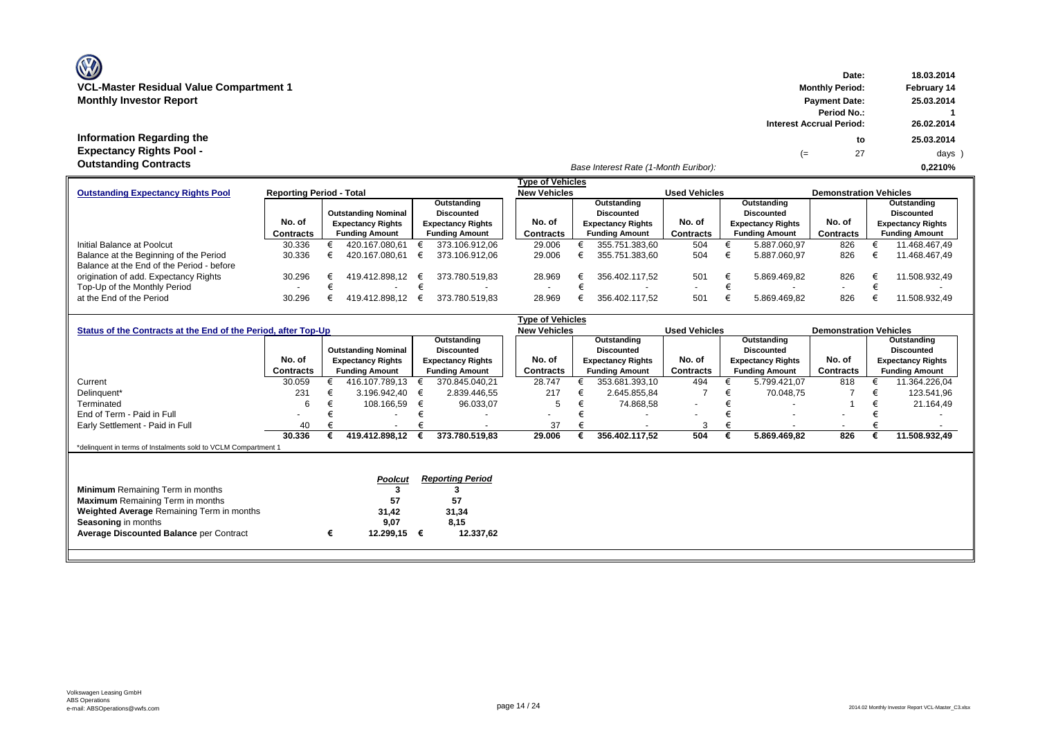# VCL-Master Residual Value Compartment 1
## Monthly Investor Report

| | |
|---|---|
| **Date:** | **18.03.2014** |
| **Monthly Period:** | **February 14** |
| **Payment Date:** | **25.03.2014** |
| **Period No.:** | **1** |
| **Interest Accrual Period:** | **26.02.2014** |
| **to** | **25.03.2014** |
| (= 27 | days ) |
| *Base Interest Rate (1-Month Euribor):* | **0,2210%** |

## Information Regarding the Expectancy Rights Pool - Outstanding Contracts

| **Outstanding Expectancy Rights Pool** | **Reporting Period - Total** | | | **Type of Vehicles** New Vehicles | | Used Vehicles | | Demonstration Vehicles | |
|---|---|---|---|---|---|---|---|---|---|
| | **No. of Contracts** | **Outstanding Nominal Expectancy Rights Funding Amount** | **Outstanding Discounted Expectancy Rights Funding Amount** | **No. of Contracts** | **Outstanding Discounted Expectancy Rights Funding Amount** | **No. of Contracts** | **Outstanding Discounted Expectancy Rights Funding Amount** | **No. of Contracts** | **Outstanding Discounted Expectancy Rights Funding Amount** |
| Initial Balance at Poolcut | 30.336 | € 420.167.080,61 | € 373.106.912,06 | 29.006 | € 355.751.383,60 | 504 | € 5.887.060,97 | 826 | € 11.468.467,49 |
| Balance at the Beginning of the Period | 30.336 | € 420.167.080,61 | € 373.106.912,06 | 29.006 | € 355.751.383,60 | 504 | € 5.887.060,97 | 826 | € 11.468.467,49 |
| Balance at the End of the Period - before origination of add. Expectancy Rights | 30.296 | € 419.412.898,12 | € 373.780.519,83 | 28.969 | € 356.402.117,52 | 501 | € 5.869.469,82 | 826 | € 11.508.932,49 |
| Top-Up of the Monthly Period | - | € - | € - | - | € - | - | € - | - | € - |
| at the End of the Period | 30.296 | € 419.412.898,12 | € 373.780.519,83 | 28.969 | € 356.402.117,52 | 501 | € 5.869.469,82 | 826 | € 11.508.932,49 |

| **Status of the Contracts at the End of the Period, after Top-Up** | | | | **Type of Vehicles** New Vehicles | | Used Vehicles | | Demonstration Vehicles | |
|---|---|---|---|---|---|---|---|---|---|
| | **No. of Contracts** | **Outstanding Nominal Expectancy Rights Funding Amount** | **Outstanding Discounted Expectancy Rights Funding Amount** | **No. of Contracts** | **Outstanding Discounted Expectancy Rights Funding Amount** | **No. of Contracts** | **Outstanding Discounted Expectancy Rights Funding Amount** | **No. of Contracts** | **Outstanding Discounted Expectancy Rights Funding Amount** |
| Current | 30.059 | € 416.107.789,13 | € 370.845.040,21 | 28.747 | € 353.681.393,10 | 494 | € 5.799.421,07 | 818 | € 11.364.226,04 |
| Delinquent* | 231 | € 3.196.942,40 | € 2.839.446,55 | 217 | € 2.645.855,84 | 7 | € 70.048,75 | 7 | € 123.541,96 |
| Terminated | 6 | € 108.166,59 | € 96.033,07 | 5 | € 74.868,58 | - | € - | 1 | € 21.164,49 |
| End of Term - Paid in Full | - | € - | € - | - | € - | - | € - | - | € - |
| Early Settlement - Paid in Full | 40 | € - | € - | 37 | € - | 3 | € - | - | € - |
| | **30.336** | **€ 419.412.898,12** | **€ 373.780.519,83** | **29.006** | **€ 356.402.117,52** | **504** | **€ 5.869.469,82** | **826** | **€ 11.508.932,49** |

*delinquent in terms of Instalments sold to VCLM Compartment 1

| | *Poolcut* | *Reporting Period* |
|---|---|---|
| **Minimum** Remaining Term in months | **3** | **3** |
| **Maximum** Remaining Term in months | **57** | **57** |
| **Weighted Average** Remaining Term in months | **31,42** | **31,34** |
| **Seasoning** in months | **9,07** | **8,15** |
| **Average Discounted Balance** per Contract | **€ 12.299,15** | **€ 12.337,62** |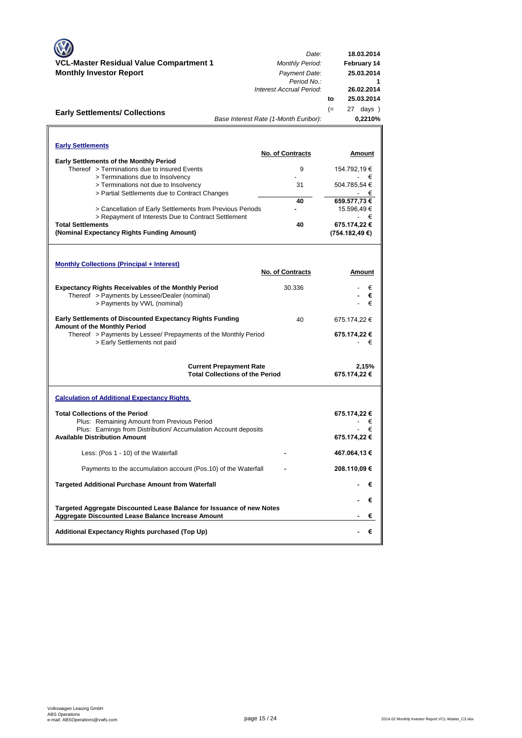**VCL-Master Residual Value Compartment 1**
**Monthly Investor Report**

| | |
|---|---|
| *Date:* | **18.03.2014** |
| *Monthly Period:* | **February 14** |
| *Payment Date:* | **25.03.2014** |
| *Period No.:* | **1** |
| *Interest Accrual Period:* | **26.02.2014** |
| to | **25.03.2014** |
| (= | 27 days ) |
| *Base Interest Rate (1-Month Euribor):* | **0,2210%** |

## Early Settlements/ Collections

### Early Settlements

| | No. of Contracts | Amount |
|---|---|---|
| **Early Settlements of the Monthly Period** | | |
| Thereof > Terminations due to insured Events | 9 | 154.792,19 € |
| > Terminations due to Insolvency | - | - € |
| > Terminations not due to Insolvency | 31 | 504.785,54 € |
| > Partial Settlements due to Contract Changes | | - € |
| | **40** | **659.577,73 €** |
| > Cancellation of Early Settlements from Previous Periods | - | 15.596,49 € |
| > Repayment of Interests Due to Contract Settlement | | - € |
| **Total Settlements** | **40** | **675.174,22 €** |
| **(Nominal Expectancy Rights Funding Amount)** | | **(754.182,49 €)** |

### Monthly Collections (Principal + Interest)

| | No. of Contracts | Amount |
|---|---|---|
| **Expectancy Rights Receivables of the Monthly Period** | 30.336 | - € |
| Thereof > Payments by Lessee/Dealer (nominal) | | **- €** |
| > Payments by VWL (nominal) | | - € |
| **Early Settlements of Discounted Expectancy Rights Funding Amount of the Monthly Period** | 40 | 675.174,22 € |
| Thereof > Payments by Lessee/ Prepayments of the Monthly Period | | **675.174,22 €** |
| > Early Settlements not paid | | - € |
| **Current Prepayment Rate** | | **2,15%** |
| **Total Collections of the Period** | | **675.174,22 €** |

### Calculation of Additional Expectancy Rights

| | | |
|---|---|---|
| **Total Collections of the Period** | | **675.174,22 €** |
| Plus: Remaining Amount from Previous Period | | - € |
| Plus: Earnings from Distribution/ Accumulation Account deposits | | - € |
| **Available Distribution Amount** | | **675.174,22 €** |
| Less: (Pos 1 - 10) of the Waterfall | - | **467.064,13 €** |
| Payments to the accumulation account (Pos.10) of the Waterfall | - | **208.110,09 €** |
| **Targeted Additional Purchase Amount from Waterfall** | | **- €** |
| | | **- €** |
| **Targeted Aggregate Discounted Lease Balance for Issuance of new Notes** | | |
| **Aggregate Discounted Lease Balance Increase Amount** | | **- €** |
| **Additional Expectancy Rights purchased (Top Up)** | | **- €** |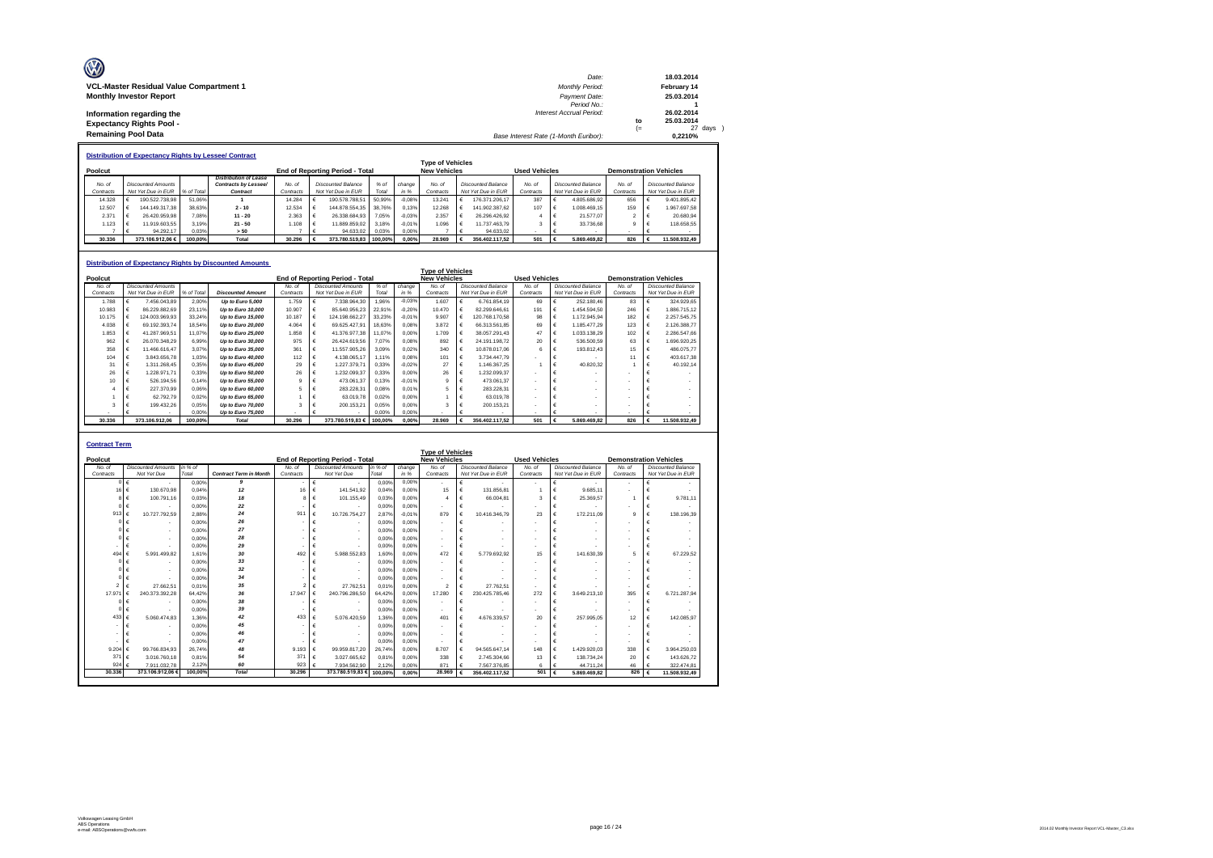**VCL-Master Residual Value Compartment 1**
**Monthly Investor Report**

**Information regarding the Expectancy Rights Pool - Remaining Pool Data**

| | | |
|---|---|---|
| Date: | | 18.03.2014 |
| Monthly Period: | | February 14 |
| Payment Date: | | 25.03.2014 |
| Period No.: | | 1 |
| Interest Accrual Period: | | 26.02.2014 |
| | to | 25.03.2014 |
| | (= | 27 days ) |
| Base Interest Rate (1-Month Euribor): | | 0,2210% |

## Distribution of Expectancy Rights by Lessee/ Contract

| Poolcut | | | | End of Reporting Period - Total | | | | Type of Vehicles: New Vehicles | | Used Vehicles | | Demonstration Vehicles | |
|---|---|---|---|---|---|---|---|---|---|---|---|---|---|
| No. of Contracts | Discounted Amounts Not Yet Due in EUR | % of Total | Distribution of Lease Contracts by Lessee/ Contract | No. of Contracts | Discounted Balance Not Yet Due in EUR | % of Total | change in % | No. of Contracts | Discounted Balance Not Yet Due in EUR | No. of Contracts | Discounted Balance Not Yet Due in EUR | No. of Contracts | Discounted Balance Not Yet Due in EUR |
| 14.328 | € 190.522.738,98 | 51,06% | 1 | 14.284 | € 190.578.788,51 | 50,99% | -0,08% | 13.241 | € 176.371.206,17 | 387 | € 4.805.686,92 | 656 | € 9.401.895,42 |
| 12.507 | € 144.149.317,38 | 38,63% | 2 - 10 | 12.534 | € 144.878.554,35 | 38,76% | 0,13% | 12.268 | € 141.902.387,62 | 107 | € 1.008.469,15 | 159 | € 1.967.697,58 |
| 2.371 | € 26.420.959,98 | 7,08% | 11 - 20 | 2.363 | € 26.338.684,93 | 7,05% | -0,03% | 2.357 | € 26.296.426,92 | 4 | € 21.577,07 | 2 | € 20.680,94 |
| 1.123 | € 11.919.603,55 | 3,19% | 21 - 50 | 1.108 | € 11.889.859,02 | 3,18% | -0,01% | 1.096 | € 11.737.463,79 | 3 | € 33.736,68 | 9 | € 118.658,55 |
| 7 | € 94.292,17 | 0,03% | > 50 | 7 | € 94.633,02 | 0,03% | 0,00% | 7 | € 94.633,02 | - | € - | - | € - |
| 30.336 | 373.106.912,06 € | 100,00% | Total | 30.296 | € 373.780.519,83 | 100,00% | 0,00% | 28.969 | € 356.402.117,52 | 501 | € 5.869.469,82 | 826 | € 11.508.932,49 |

## Distribution of Expectancy Rights by Discounted Amounts

| Poolcut | | | | End of Reporting Period - Total | | | | Type of Vehicles: New Vehicles | | Used Vehicles | | Demonstration Vehicles | |
|---|---|---|---|---|---|---|---|---|---|---|---|---|---|
| No. of Contracts | Discounted Amounts Not Yet Due in EUR | % of Total | Discounted Amount | No. of Contracts | Discounted Amounts Not Yet Due in EUR | % of Total | change in % | No. of Contracts | Discounted Balance Not Yet Due in EUR | No. of Contracts | Discounted Balance Not Yet Due in EUR | No. of Contracts | Discounted Balance Not Yet Due in EUR |
| 1.788 | € 7.456.043,89 | 2,00% | Up to Euro 5,000 | 1.759 | € 7.338.964,30 | 1,96% | -0,03% | 1.607 | € 6.761.854,19 | 69 | € 252.180,46 | 83 | € 324.929,65 |
| 10.983 | € 86.229.882,69 | 23,11% | Up to Euro 10,000 | 10.907 | € 85.640.956,23 | 22,91% | -0,20% | 10.470 | € 82.299.646,61 | 191 | € 1.454.594,50 | 246 | € 1.886.715,12 |
| 10.175 | € 124.003.969,93 | 33,24% | Up to Euro 15,000 | 10.187 | € 124.198.662,27 | 33,23% | -0,01% | 9.907 | € 120.768.170,58 | 98 | € 1.172.945,94 | 182 | € 2.257.545,75 |
| 4.038 | € 69.192.393,74 | 18,54% | Up to Euro 20,000 | 4.064 | € 69.625.427,91 | 18,63% | 0,08% | 3.872 | € 66.313.561,85 | 69 | € 1.185.477,29 | 123 | € 2.126.388,77 |
| 1.853 | € 41.287.969,51 | 11,07% | Up to Euro 25,000 | 1.858 | € 41.376.977,38 | 11,07% | 0,00% | 1.709 | € 38.057.291,43 | 47 | € 1.033.138,29 | 102 | € 2.286.547,66 |
| 962 | € 26.070.348,29 | 6,99% | Up to Euro 30,000 | 975 | € 26.424.619,56 | 7,07% | 0,08% | 892 | € 24.191.198,72 | 20 | € 536.500,59 | 63 | € 1.696.920,25 |
| 358 | € 11.466.616,47 | 3,07% | Up to Euro 35,000 | 361 | € 11.557.905,26 | 3,09% | 0,02% | 340 | € 10.878.017,06 | 6 | € 193.812,43 | 15 | € 486.075,77 |
| 104 | € 3.843.656,78 | 1,03% | Up to Euro 40,000 | 112 | € 4.138.065,17 | 1,11% | 0,08% | 101 | € 3.734.447,79 | - | € - | 11 | € 403.617,38 |
| 31 | € 1.311.268,45 | 0,35% | Up to Euro 45,000 | 29 | € 1.227.379,71 | 0,33% | -0,02% | 27 | € 1.146.367,25 | 1 | € 40.820,32 | 1 | € 40.192,14 |
| 26 | € 1.228.971,71 | 0,33% | Up to Euro 50,000 | 26 | € 1.232.099,37 | 0,33% | 0,00% | 26 | € 1.232.099,37 | - | € - | - | € - |
| 10 | € 526.194,56 | 0,14% | Up to Euro 55,000 | 9 | € 473.061,37 | 0,13% | -0,01% | 9 | € 473.061,37 | - | € - | - | € - |
| 4 | € 227.370,99 | 0,06% | Up to Euro 60,000 | 5 | € 283.228,31 | 0,08% | 0,01% | 5 | € 283.228,31 | - | € - | - | € - |
| 1 | € 62.792,79 | 0,02% | Up to Euro 65,000 | 1 | € 63.019,78 | 0,02% | 0,00% | 1 | € 63.019,78 | - | € - | - | € - |
| 3 | € 199.432,26 | 0,05% | Up to Euro 70,000 | 3 | € 200.153,21 | 0,05% | 0,00% | 3 | € 200.153,21 | - | € - | - | € - |
| - | € - | 0,00% | Up to Euro 75,000 | - | € - | 0,00% | 0,00% | - | € - | - | € - | - | € - |
| 30.336 | 373.106.912,06 | 100,00% | Total | 30.296 | 373.780.519,83 € | 100,00% | 0,00% | 28.969 | € 356.402.117,52 | 501 | € 5.869.469,82 | 826 | € 11.508.932,49 |

## Contract Term

| Poolcut | | | | End of Reporting Period - Total | | | | Type of Vehicles: New Vehicles | | Used Vehicles | | Demonstration Vehicles | |
|---|---|---|---|---|---|---|---|---|---|---|---|---|---|
| No. of Contracts | Discounted Amounts Not Yet Due | in % of Total | Contract Term in Month | No. of Contracts | Discounted Amounts Not Yet Due | in % of Total | change in % | No. of Contracts | Discounted Balance Not Yet Due in EUR | No. of Contracts | Discounted Balance Not Yet Due in EUR | No. of Contracts | Discounted Balance Not Yet Due in EUR |
| 0 | € - | 0,00% | 9 | - | € - | 0,00% | 0,00% | - | € - | - | € - | - | € - |
| 16 | € 130.670,98 | 0,04% | 12 | 16 | € 141.541,92 | 0,04% | 0,00% | 15 | € 131.856,81 | 1 | € 9.685,11 | - | € - |
| 8 | € 100.791,16 | 0,03% | 18 | 8 | € 101.155,49 | 0,03% | 0,00% | 4 | € 66.004,81 | 3 | € 25.369,57 | 1 | € 9.781,11 |
| 0 | € - | 0,00% | 22 | - | € - | 0,00% | 0,00% | - | € - | - | € - | - | € - |
| 913 | € 10.727.792,59 | 2,88% | 24 | 911 | € 10.726.754,27 | 2,87% | -0,01% | 879 | € 10.416.346,79 | 23 | € 172.211,09 | 9 | € 138.196,39 |
| 0 | € - | 0,00% | 26 | - | € - | 0,00% | 0,00% | - | € - | - | € - | - | € - |
| 0 | € - | 0,00% | 27 | - | € - | 0,00% | 0,00% | - | € - | - | € - | - | € - |
| 0 | € - | 0,00% | 28 | - | € - | 0,00% | 0,00% | - | € - | - | € - | - | € - |
| - | € - | 0,00% | 29 | - | € - | 0,00% | 0,00% | - | € - | - | € - | - | € - |
| 494 | € 5.991.499,82 | 1,61% | 30 | 492 | € 5.988.552,83 | 1,60% | 0,00% | 472 | € 5.779.692,92 | 15 | € 141.630,39 | 5 | € 67.229,52 |
| 0 | € - | 0,00% | 33 | - | € - | 0,00% | 0,00% | - | € - | - | € - | - | € - |
| 0 | € - | 0,00% | 32 | - | € - | 0,00% | 0,00% | - | € - | - | € - | - | € - |
| 0 | € - | 0,00% | 34 | - | € - | 0,00% | 0,00% | - | € - | - | € - | - | € - |
| 2 | € 27.662,51 | 0,01% | 35 | 2 | € 27.762,51 | 0,01% | 0,00% | 2 | € 27.762,51 | - | € - | - | € - |
| 17.971 | € 240.373.392,28 | 64,42% | 36 | 17.947 | € 240.796.286,50 | 64,42% | 0,00% | 17.280 | € 230.425.785,46 | 272 | € 3.649.213,10 | 395 | € 6.721.287,94 |
| 0 | € - | 0,00% | 38 | - | € - | 0,00% | 0,00% | - | € - | - | € - | - | € - |
| 0 | € - | 0,00% | 39 | - | € - | 0,00% | 0,00% | - | € - | - | € - | - | € - |
| 433 | € 5.060.474,83 | 1,36% | 42 | 433 | € 5.076.420,59 | 1,36% | 0,00% | 401 | € 4.676.339,57 | 20 | € 257.995,05 | 12 | € 142.085,97 |
| - | € - | 0,00% | 45 | - | € - | 0,00% | 0,00% | - | € - | - | € - | - | € - |
| - | € - | 0,00% | 46 | - | € - | 0,00% | 0,00% | - | € - | - | € - | - | € - |
| - | € - | 0,00% | 47 | - | € - | 0,00% | 0,00% | - | € - | - | € - | - | € - |
| 9.204 | € 99.766.834,93 | 26,74% | 48 | 9.193 | € 99.959.817,20 | 26,74% | 0,00% | 8.707 | € 94.565.647,14 | 148 | € 1.429.920,03 | 338 | € 3.964.250,03 |
| 371 | € 3.016.760,18 | 0,81% | 54 | 371 | € 3.027.665,62 | 0,81% | 0,00% | 338 | € 2.745.304,66 | 13 | € 138.734,24 | 20 | € 143.626,72 |
| 924 | € 7.911.032,78 | 2,12% | 60 | 923 | € 7.934.562,90 | 2,12% | 0,00% | 871 | € 7.567.376,85 | 6 | € 44.711,24 | 46 | € 322.474,81 |
| 30.336 | 373.106.912,06 € | 100,00% | Total | 30.296 | 373.780.519,83 € | 100,00% | 0,00% | 28.969 | € 356.402.117,52 | 501 | € 5.869.469,82 | 826 | € 11.508.932,49 |

Volkswagen Leasing GmbH
ABS Operations
e-mail: ABSOperations@vwfs.com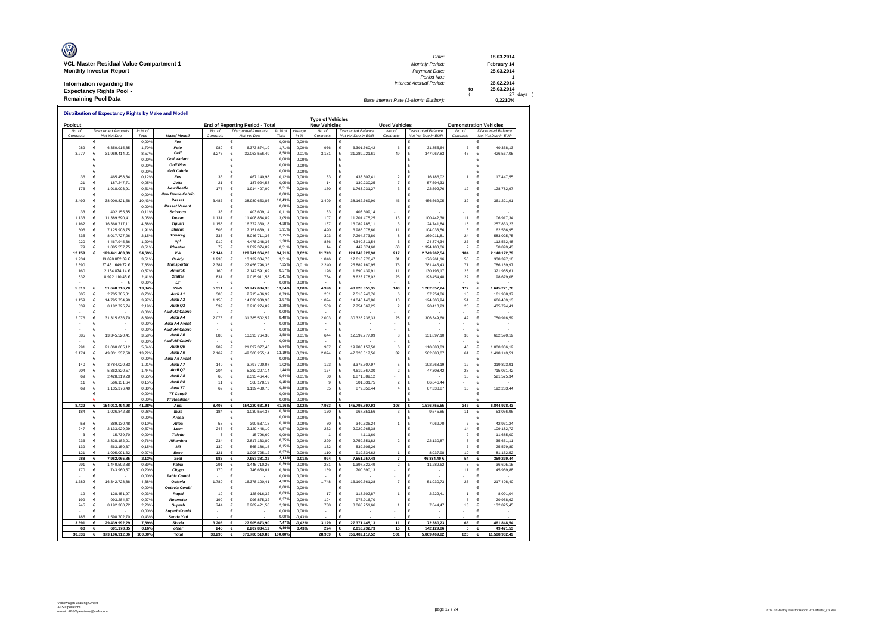**VCL-Master Residual Value Compartment 1**
**Monthly Investor Report**

**Information regarding the**
**Expectancy Rights Pool -**
**Remaining Pool Data**

| | | |
|---|---|---|
| Date: | | 18.03.2014 |
| Monthly Period: | | February 14 |
| Payment Date: | | 25.03.2014 |
| Period No.: | | 1 |
| Interest Accrual Period: | | 26.02.2014 |
| | to | 25.03.2014 |
| | (= | 27 days ) |
| Base Interest Rate (1-Month Euribor): | | 0,2210% |

## Distribution of Expectancy Rights by Make and Modell

| Poolcut | | | | End of Reporting Period - Total | | | | Type of Vehicles New Vehicles | | Used Vehicles | | Demonstration Vehicles | |
|---|---|---|---|---|---|---|---|---|---|---|---|---|---|
| No. of Contracts | Discounted Amounts Not Yet Due | in % of Total | Make/ Modell | No. of Contracts | Discounted Amounts Not Yet Due | in % of Total | change in % | No. of Contracts | Discounted Balance Not Yet Due in EUR | No. of Contracts | Discounted Balance Not Yet Due in EUR | No. of Contracts | Discounted Balance Not Yet Due in EUR |
| - | € - | 0,00% | Fox | - | € - | 0,00% | 0,00% | - | € - | - | € - | - | € - |
| 989 | € 6.350.915,85 | 1,70% | Polo | 989 | € 6.373.874,19 | 1,71% | 0,00% | 976 | € 6.301.660,42 | 6 | € 31.855,64 | 7 | € 40.358,13 |
| 3.277 | € 31.969.414,01 | 8,57% | Golf | 3.275 | € 32.063.556,49 | 8,58% | 0,01% | 3.181 | € 31.289.921,61 | 49 | € 347.067,83 | 45 | € 426.567,05 |
| - | € - | 0,00% | Golf Variant | - | € - | 0,00% | 0,00% | - | € - | - | € - | - | € - |
| - | € - | 0,00% | Golf Plus | - | € - | 0,00% | 0,00% | - | € - | - | € - | - | € - |
| - | € - | 0,00% | Golf Cabrio | - | € - | 0,00% | 0,00% | - | € - | - | € - | - | € - |
| 36 | € 465.458,34 | 0,12% | Eos | 36 | € 467.140,98 | 0,12% | 0,00% | 33 | € 433.507,41 | 2 | € 16.186,02 | 1 | € 17.447,55 |
| 21 | € 187.247,71 | 0,05% | Jetta | 21 | € 187.924,58 | 0,05% | 0,00% | 14 | € 130.230,25 | 7 | € 57.694,33 | - | € - |
| 176 | € 1.918.003,91 | 0,51% | New Beetle | 175 | € 1.914.407,00 | 0,51% | 0,00% | 160 | € 1.763.031,27 | 3 | € 22.592,76 | 12 | € 128.782,97 |
| - | € - | 0,00% | New Beetle Cabrio | - | € - | 0,00% | 0,00% | - | € - | - | € - | - | € - |
| 3.492 | € 38.900.821,58 | 10,43% | Passat | 3.487 | € 38.980.653,86 | 10,43% | 0,00% | 3.409 | € 38.162.769,90 | 46 | € 456.662,05 | 32 | € 361.221,91 |
| - | € - | 0,00% | Passat Variant | - | € - | 0,00% | 0,00% | - | € - | - | € - | - | € - |
| 33 | € 402.155,35 | 0,11% | Scirocco | 33 | € 403.609,14 | 0,11% | 0,00% | 33 | € 403.609,14 | - | € - | - | € - |
| 1.133 | € 11.389.590,41 | 3,05% | Touran | 1.131 | € 11.408.834,89 | 3,05% | 0,00% | 1.107 | € 11.201.475,25 | 13 | € 100.442,30 | 11 | € 106.917,34 |
| 1.162 | € 16.360.717,11 | 4,38% | Tiguan | 1.158 | € 16.372.360,18 | 4,38% | 0,00% | 1.137 | € 16.089.785,11 | 3 | € 24.741,84 | 18 | € 257.833,23 |
| 506 | € 7.125.908,75 | 1,91% | Sharan | 506 | € 7.151.669,11 | 1,91% | 0,00% | 490 | € 6.985.078,60 | 11 | € 104.033,56 | 5 | € 62.556,95 |
| 335 | € 8.017.727,26 | 2,15% | Touareg | 335 | € 8.046.711,36 | 2,15% | 0,00% | 303 | € 7.294.673,80 | 8 | € 169.011,81 | 24 | € 583.025,75 |
| 920 | € 4.467.045,36 | 1,20% | up! | 919 | € 4.478.248,36 | 1,20% | 0,00% | 886 | € 4.340.811,54 | 6 | € 24.874,34 | 27 | € 112.562,48 |
| 79 | € 1.885.557,75 | 0,51% | Phaeton | 79 | € 1.892.374,09 | 0,51% | 0,00% | 14 | € 447.374,60 | 63 | € 1.394.100,06 | 2 | € 50.899,43 |
| **12.159** | **€ 129.441.463,39** | **34,69%** | **VW** | **12.144** | **€ 129.741.364,23** | **34,71%** | **0,02%** | **11.743** | **€ 124.843.928,90** | **217** | **€ 2.749.262,54** | **184** | **€ 2.148.172,79** |
| 1.934 | 13.090.082,39 € | 3,51% | Caddy | 1.933 | € 13.132.334,73 | 3,51% | 0,00% | 1.846 | € 12.616.976,47 | 31 | € 176.961,16 | 56 | € 338.397,10 |
| 2.390 | 27.431.649,72 € | 7,35% | Transporter | 2.387 | € 27.456.796,35 | 7,35% | -0,01% | 2.240 | € 25.889.160,95 | 76 | € 781.445,43 | 71 | € 786.189,97 |
| 160 | 2.134.874,14 € | 0,57% | Amarok | 160 | € 2.142.591,69 | 0,57% | 0,00% | 126 | € 1.690.439,91 | 11 | € 130.196,17 | 23 | € 321.955,61 |
| 832 | 8.992.110,45 € | 2,41% | Crafter | 831 | € 9.015.911,58 | 2,41% | 0,00% | 784 | € 8.623.778,02 | 25 | € 193.454,48 | 22 | € 198.679,08 |
| - | - € | 0,00% | LT | - | € - | 0,00% | 0,00% | - | € - | - | € - | - | € - |
| **5.316** | **€ 51.648.716,70** | **13,84%** | **VWN** | **5.311** | **€ 51.747.634,35** | **13,84%** | **0,00%** | **4.996** | **€ 48.820.355,35** | **143** | **€ 1.282.057,24** | **172** | **€ 1.645.221,76** |
| 305 | € 2.705.705,81 | 0,73% | Audi A1 | 305 | € 2.715.486,99 | 0,73% | 0,00% | 281 | € 2.516.243,76 | 6 | € 37.254,86 | 18 | € 161.988,37 |
| 1.159 | € 14.795.734,90 | 3,97% | Audi A3 | 1.158 | € 14.836.939,93 | 3,97% | 0,00% | 1.094 | € 14.046.143,86 | 13 | € 124.306,94 | 51 | € 666.489,13 |
| 539 | € 8.182.725,74 | 2,19% | Audi Q3 | 539 | € 8.210.274,89 | 2,20% | 0,00% | 509 | € 7.754.067,25 | 2 | € 20.413,23 | 28 | € 435.794,41 |
| - | € - | 0,00% | Audi A3 Cabrio | - | € - | 0,00% | 0,00% | - | € - | - | € - | - | € - |
| 2.076 | € 31.315.636,70 | 8,39% | Audi A4 | 2.073 | € 31.385.502,52 | 8,40% | 0,00% | 2.003 | € 30.328.236,33 | 28 | € 306.349,60 | 42 | € 750.916,59 |
| - | € - | 0,00% | Audi A4 Avant | - | € - | 0,00% | 0,00% | - | € - | - | € - | - | € - |
| - | € - | 0,00% | Audi A4 Cabrio | - | € - | 0,00% | 0,00% | - | € - | - | € - | - | € - |
| 685 | € 13.345.520,41 | 3,58% | Audi A5 | 685 | € 13.393.764,38 | 3,58% | 0,01% | 644 | € 12.599.277,09 | 8 | € 131.897,10 | 33 | € 662.590,19 |
| - | € - | 0,00% | Audi A5 Cabrio | - | € - | 0,00% | 0,00% | - | € - | - | € - | - | € - |
| 991 | € 21.060.065,12 | 5,64% | Audi Q5 | 989 | € 21.097.377,45 | 5,64% | 0,00% | 937 | € 19.986.157,50 | 6 | € 110.883,83 | 46 | € 1.000.336,12 |
| 2.174 | € 49.331.537,58 | 13,22% | Audi A6 | 2.167 | € 49.300.255,14 | 13,19% | -0,03% | 2.074 | € 47.320.017,56 | 32 | € 562.088,07 | 61 | € 1.418.149,51 |
| - | € - | 0,00% | Audi A6 Avant | - | € - | 0,00% | 0,00% | - | € - | - | € - | - | € - |
| 140 | € 3.784.020,83 | 1,01% | Audi A7 | 140 | € 3.797.700,07 | 1,02% | 0,00% | 123 | € 3.375.607,97 | 5 | € 102.268,19 | 12 | € 319.823,91 |
| 204 | € 5.362.820,57 | 1,44% | Audi Q7 | 204 | € 5.382.207,14 | 1,44% | 0,00% | 174 | € 4.619.867,30 | 2 | € 47.308,42 | 28 | € 715.031,42 |
| 69 | € 2.428.219,28 | 0,65% | Audi A8 | 68 | € 2.393.464,46 | 0,64% | -0,01% | 50 | € 1.871.889,12 | - | € - | 18 | € 521.575,34 |
| 11 | € 566.131,64 | 0,15% | Audi R8 | 11 | € 568.178,19 | 0,15% | 0,00% | 9 | € 501.531,75 | 2 | € 66.646,44 | - | € - |
| 69 | € 1.135.376,40 | 0,30% | Audi TT | 69 | € 1.139.480,75 | 0,30% | 0,00% | 55 | € 879.858,44 | 4 | € 67.338,87 | 10 | € 192.283,44 |
| - | € - | 0,00% | TT Coupé | - | € - | 0,00% | 0,00% | - | € - | - | € - | - | € - |
| - | € - | 0,00% | TT Roadster | - | € - | 0,00% | 0,00% | - | € - | - | € - | - | € - |
| **8.422** | **€ 154.013.494,98** | **41,28%** | **Audi** | **8.408** | **€ 154.220.631,91** | **41,26%** | **-0,02%** | **7.953** | **€ 145.798.897,93** | **108** | **€ 1.576.755,55** | **347** | **€ 6.844.978,43** |
| 184 | € 1.026.842,38 | 0,28% | Ibiza | 184 | € 1.030.554,37 | 0,28% | 0,00% | 170 | € 967.851,56 | 3 | € 9.645,85 | 11 | € 53.056,96 |
| - | € - | 0,00% | Arosa | - | € - | 0,00% | 0,00% | - | € - | - | € - | - | € - |
| 58 | € 389.130,48 | 0,10% | Altea | 58 | € 390.537,18 | 0,10% | 0,00% | 50 | € 340.536,24 | 1 | € 7.069,70 | 7 | € 42.931,24 |
| 247 | € 2.133.929,29 | 0,57% | Leon | 246 | € 2.129.448,10 | 0,57% | 0,00% | 232 | € 2.020.265,38 | - | € - | 14 | € 109.182,72 |
| 3 | € 15.739,70 | 0,00% | Toledo | 3 | € 15.796,60 | 0,00% | 0,00% | 1 | € 4.111,60 | - | € - | 2 | € 11.685,00 |
| 236 | € 2.828.182,01 | 0,76% | Alhambra | 234 | € 2.817.133,80 | 0,75% | 0,00% | 229 | € 2.759.351,82 | 2 | € 22.130,87 | 3 | € 35.651,11 |
| 139 | € 563.150,37 | 0,15% | Mii | 139 | € 565.186,15 | 0,15% | 0,00% | 132 | € 539.606,26 | - | € - | 7 | € 25.579,89 |
| 121 | € 1.005.091,62 | 0,27% | Exeo | 121 | € 1.008.725,12 | 0,27% | 0,00% | 110 | € 919.534,62 | 1 | € 8.037,98 | 10 | € 81.152,52 |
| **988** | **€ 7.962.065,85** | **2,13%** | **Seat** | **985** | **€ 7.957.381,32** | **2,13%** | **-0,01%** | **924** | **€ 7.551.257,48** | **7** | **46.884,40 €** | **54** | **€ 359.239,44** |
| 291 | € 1.440.502,88 | 0,39% | Fabia | 291 | € 1.445.710,26 | 0,39% | 0,00% | 281 | € 1.397.822,49 | 2 | € 11.282,62 | 8 | € 36.605,15 |
| 170 | € 743.960,57 | 0,20% | Citygo | 170 | € 746.650,01 | 0,20% | 0,00% | 159 | € 700.690,13 | - | € - | 11 | € 45.959,88 |
| - | € - | 0,00% | Fabia Combi | - | € - | 0,00% | 0,00% | - | € - | - | € - | - | € - |
| 1.782 | € 16.342.728,88 | 4,38% | Octavia | 1.780 | € 16.378.100,41 | 4,38% | 0,00% | 1.748 | € 16.109.661,28 | 7 | € 51.030,73 | 25 | € 217.408,40 |
| - | € - | 0,00% | Octavia Combi | - | € - | 0,00% | 0,00% | - | € - | - | € - | - | € - |
| 19 | € 128.451,97 | 0,03% | Rapid | 19 | € 128.916,32 | 0,03% | 0,00% | 17 | € 118.602,87 | 1 | € 2.222,41 | 1 | € 8.091,04 |
| 199 | € 993.284,57 | 0,27% | Roomster | 199 | € 996.875,32 | 0,27% | 0,00% | 194 | € 975.916,70 | - | € - | 5 | € 20.958,62 |
| 745 | € 8.192.360,72 | 2,20% | Superb | 744 | € 8.209.421,58 | 2,20% | 0,00% | 730 | € 8.068.751,66 | 1 | € 7.844,47 | 13 | € 132.825,45 |
| - | € - | 0,00% | Superb Combi | - | € - | 0,00% | 0,00% | - | € - | - | € - | - | € - |
| 185 | € 1.598.702,70 | 0,43% | Skoda Yeti | - | € - | 0,00% | -0,43% | - | € - | - | € - | - | € - |
| **3.391** | **€ 29.439.992,29** | **7,89%** | **Skoda** | **3.203** | **€ 27.905.673,90** | **7,47%** | **-0,42%** | **3.129** | **€ 27.371.445,13** | **11** | **€ 72.380,23** | **63** | **€ 461.848,54** |
| **60** | **€ 601.178,85** | **0,16%** | **other** | **245** | **€ 2.207.834,12** | **0,59%** | **0,43%** | **224** | **€ 2.016.232,73** | **15** | **€ 142.129,86** | **6** | **€ 49.471,53** |
| **30.336** | **€ 373.106.912,06** | **100,00%** | **Total** | **30.296** | **€ 373.780.519,83** | **100,00%** | | **28.969** | **€ 356.402.117,52** | **501** | **€ 5.869.469,82** | **826** | **€ 11.508.932,49** |

Volkswagen Leasing GmbH
ABS Operations
e-mail: ABSOperations@vwfs.com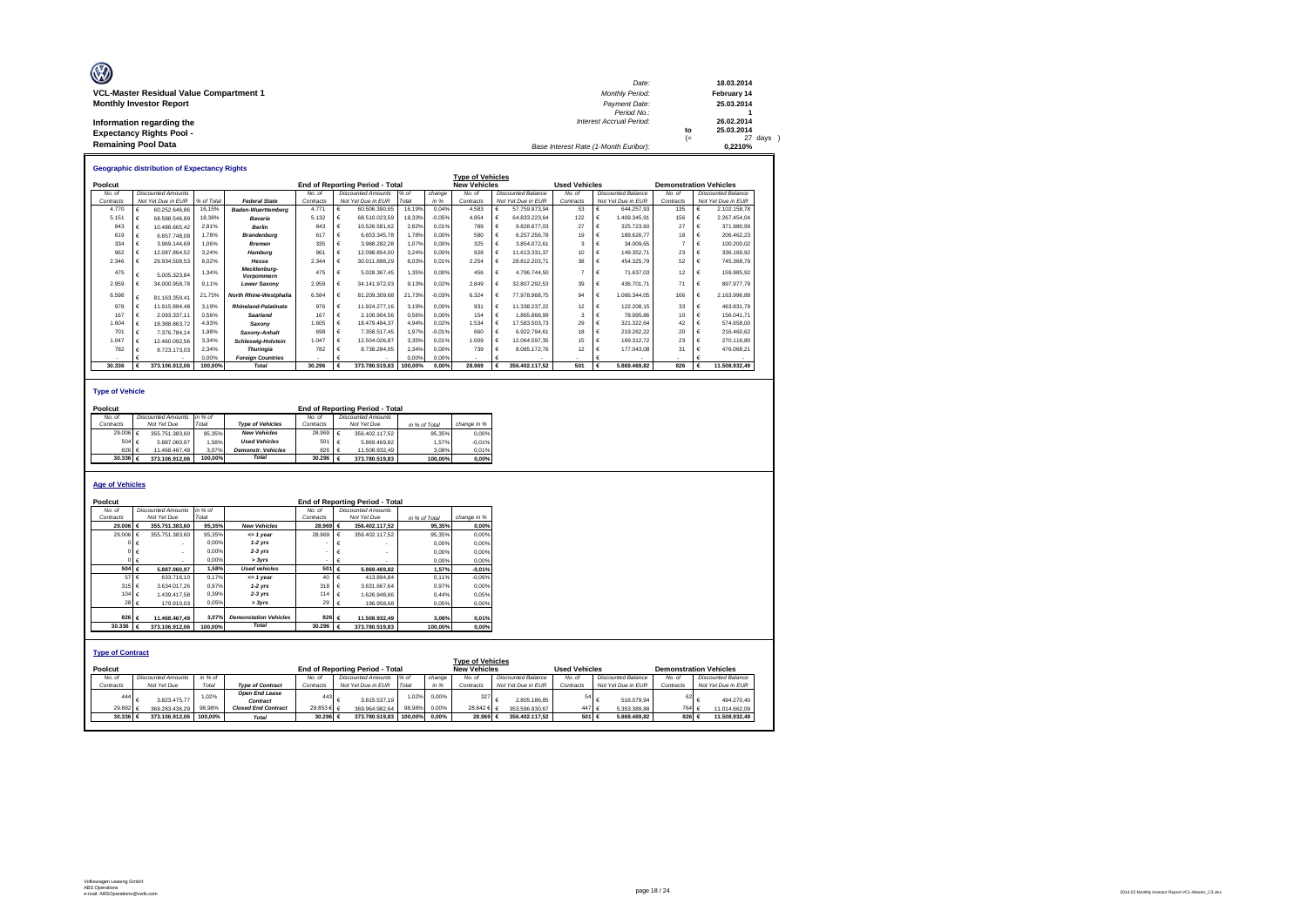**VCL-Master Residual Value Compartment 1**
**Monthly Investor Report**

**Information regarding the Expectancy Rights Pool - Remaining Pool Data**

| | | |
|---|---|---|
| Date: | | 18.03.2014 |
| Monthly Period: | | February 14 |
| Payment Date: | | 25.03.2014 |
| Period No.: | | 1 |
| Interest Accrual Period: | | 26.02.2014 |
| | to | 25.03.2014 |
| | (= | 27 days ) |
| Base Interest Rate (1-Month Euribor): | | 0,2210% |

## Geographic distribution of Expectancy Rights

| Poolcut | | | | End of Reporting Period - Total | | | | Type of Vehicles: New Vehicles | | Used Vehicles | | Demonstration Vehicles | |
|---|---|---|---|---|---|---|---|---|---|---|---|---|---|
| No. of Contracts | Discounted Amounts Not Yet Due in EUR | % of Total | Federal State | No. of Contracts | Discounted Amounts Not Yet Due in EUR | % of Total | change in % | No. of Contracts | Discounted Balance Not Yet Due in EUR | No. of Contracts | Discounted Balance Not Yet Due in EUR | No. of Contracts | Discounted Balance Not Yet Due in EUR |
| 4.770 | € 60.252.646,86 | 16,15% | Baden-Wuerttemberg | 4.771 | € 60.506.390,65 | 16,19% | 0,04% | 4.583 | € 57.759.973,94 | 53 | € 644.257,93 | 135 | € 2.102.158,78 |
| 5.151 | € 68.588.546,89 | 18,38% | Bavaria | 5.132 | € 68.510.023,59 | 18,33% | -0,05% | 4.854 | € 64.833.223,64 | 122 | € 1.409.345,91 | 156 | € 2.267.454,04 |
| 843 | € 10.488.665,42 | 2,81% | Berlin | 843 | € 10.526.581,62 | 2,82% | 0,01% | 789 | € 9.828.877,03 | 27 | € 325.723,60 | 27 | € 371.980,99 |
| 619 | € 6.657.748,08 | 1,78% | Brandenburg | 617 | € 6.653.345,78 | 1,78% | 0,00% | 580 | € 6.257.256,78 | 19 | € 189.626,77 | 18 | € 206.462,23 |
| 334 | € 3.969.144,69 | 1,06% | Bremen | 335 | € 3.988.282,28 | 1,07% | 0,00% | 325 | € 3.854.072,61 | 3 | € 34.009,65 | 7 | € 100.200,02 |
| 962 | € 12.087.864,52 | 3,24% | Hamburg | 961 | € 12.098.854,00 | 3,24% | 0,00% | 928 | € 11.613.331,37 | 10 | € 149.352,71 | 23 | € 336.169,92 |
| 2.346 | € 29.934.508,53 | 8,02% | Hesse | 2.344 | € 30.011.898,29 | 8,03% | 0,01% | 2.254 | € 28.812.203,71 | 38 | € 454.325,79 | 52 | € 745.368,79 |
| 475 | € 5.005.323,84 | 1,34% | Mecklenburg-Vorpommern | 475 | € 5.028.367,45 | 1,35% | 0,00% | 456 | € 4.796.744,50 | 7 | € 71.637,03 | 12 | € 159.985,92 |
| 2.959 | € 34.000.958,78 | 9,11% | Lower Saxony | 2.959 | € 34.141.972,03 | 9,13% | 0,02% | 2.849 | € 32.807.292,53 | 39 | € 436.701,71 | 71 | € 897.977,79 |
| 6.598 | € 81.163.359,41 | 21,75% | North Rhine-Westphalia | 6.584 | € 81.209.309,68 | 21,73% | -0,03% | 6.324 | € 77.978.968,75 | 94 | € 1.066.344,05 | 166 | € 2.163.996,88 |
| 978 | € 11.915.894,48 | 3,19% | Rhineland-Palatinate | 976 | € 11.924.277,16 | 3,19% | 0,00% | 931 | € 11.338.237,22 | 12 | € 122.208,15 | 33 | € 463.831,79 |
| 167 | € 2.093.337,11 | 0,56% | Saarland | 167 | € 2.100.904,56 | 0,56% | 0,00% | 154 | € 1.865.866,99 | 3 | € 78.995,86 | 10 | € 156.041,71 |
| 1.604 | € 18.388.863,72 | 4,93% | Saxony | 1.605 | € 18.479.484,37 | 4,94% | 0,02% | 1.534 | € 17.583.503,73 | 29 | € 321.322,64 | 42 | € 574.658,00 |
| 701 | € 7.376.784,14 | 1,98% | Saxony-Anhalt | 698 | € 7.358.517,45 | 1,97% | -0,01% | 660 | € 6.922.794,61 | 18 | € 219.262,22 | 20 | € 216.460,62 |
| 1.047 | € 12.460.092,56 | 3,34% | Schleswig-Holstein | 1.047 | € 12.504.026,87 | 3,35% | 0,01% | 1.009 | € 12.064.597,35 | 15 | € 169.312,72 | 23 | € 270.116,80 |
| 782 | € 8.723.173,03 | 2,34% | Thuringia | 782 | € 8.738.284,05 | 2,34% | 0,00% | 739 | € 8.085.172,76 | 12 | € 177.043,08 | 31 | € 476.068,21 |
| - | € - | 0,00% | Foreign Countries | - | € - | 0,00% | 0,00% | - | € - | - | € - | - | € - |
| **30.336** | **€ 373.106.912,06** | **100,00%** | **Total** | **30.296** | **€ 373.780.519,83** | **100,00%** | **0,00%** | **28.969** | **€ 356.402.117,52** | **501** | **€ 5.869.469,82** | **826** | **€ 11.508.932,49** |

## Type of Vehicle

| Poolcut | | | | End of Reporting Period - Total | | | |
|---|---|---|---|---|---|---|---|
| No. of Contracts | Discounted Amounts Not Yet Due | in % of Total | Type of Vehicles | No. of Contracts | Discounted Amounts Not Yet Due | in % of Total | change in % |
| 29.006 | € 355.751.383,60 | 95,35% | New Vehicles | 28.969 | € 356.402.117,52 | 95,35% | 0,00% |
| 504 | € 5.887.060,97 | 1,58% | Used Vehicles | 501 | € 5.869.469,82 | 1,57% | -0,01% |
| 826 | € 11.468.467,49 | 3,07% | Demonstr. Vehicles | 826 | € 11.508.932,49 | 3,08% | 0,01% |
| **30.336** | **€ 373.106.912,06** | **100,00%** | **Total** | **30.296** | **€ 373.780.519,83** | **100,00%** | **0,00%** |

## Age of Vehicles

| Poolcut | | | | End of Reporting Period - Total | | | |
|---|---|---|---|---|---|---|---|
| No. of Contracts | Discounted Amounts Not Yet Due | in % of Total | | No. of Contracts | Discounted Amounts Not Yet Due | in % of Total | change in % |
| **29.006** | **€ 355.751.383,60** | **95,35%** | **New Vehicles** | **28.969** | **€ 356.402.117,52** | **95,35%** | **0,00%** |
| 29.006 | € 355.751.383,60 | 95,35% | <= 1 year | 28.969 | € 356.402.117,52 | 95,35% | 0,00% |
| 0 | € - | 0,00% | 1-2 yrs | - | € - | 0,00% | 0,00% |
| 0 | € - | 0,00% | 2-3 yrs | - | € - | 0,00% | 0,00% |
| 0 | € - | 0,00% | > 3yrs | - | € - | 0,00% | 0,00% |
| **504** | **€ 5.887.060,97** | **1,58%** | **Used vehicles** | **501** | **€ 5.869.469,82** | **1,57%** | **-0,01%** |
| 57 | € 633.716,10 | 0,17% | <= 1 year | 40 | € 413.894,84 | 0,11% | -0,06% |
| 315 | € 3.634.017,26 | 0,97% | 1-2 yrs | 318 | € 3.631.667,64 | 0,97% | 0,00% |
| 104 | € 1.439.417,58 | 0,39% | 2-3 yrs | 114 | € 1.626.948,66 | 0,44% | 0,05% |
| 28 | € 179.910,03 | 0,05% | > 3yrs | 29 | € 196.958,68 | 0,05% | 0,00% |
| **826** | **€ 11.468.467,49** | **3,07%** | **Demonstation Vehicles** | **826** | **€ 11.508.932,49** | **3,08%** | **0,01%** |
| **30.336** | **€ 373.106.912,06** | **100,00%** | **Total** | **30.296** | **€ 373.780.519,83** | **100,00%** | **0,00%** |

## Type of Contract

| Poolcut | | | | End of Reporting Period - Total | | | | Type of Vehicles: New Vehicles | | Used Vehicles | | Demonstration Vehicles | |
|---|---|---|---|---|---|---|---|---|---|---|---|---|---|
| No. of Contracts | Discounted Amounts Not Yet Due | in % of Total | Type of Contract | No. of Contracts | Discounted Amounts Not Yet Due in EUR | % of Total | change in % | No. of Contracts | Discounted Balance Not Yet Due in EUR | No. of Contracts | Discounted Balance Not Yet Due in EUR | No. of Contracts | Discounted Balance Not Yet Due in EUR |
| 444 | € 3.823.475,77 | 1,02% | Open End Lease Contract | 443 | € 3.815.537,19 | 1,02% | 0,00% | 327 | € 2.805.186,85 | 54 | € 516.079,94 | 62 | € 494.270,40 |
| 29.892 | € 369.283.436,29 | 98,98% | Closed End Contract | 29.853 | € 369.964.982,64 | 98,98% | 0,00% | 28.642 | € 353.596.930,67 | 447 | € 5.353.389,88 | 764 | € 11.014.662,09 |
| **30.336** | **€ 373.106.912,06** | **100,00%** | **Total** | **30.296** | **€ 373.780.519,83** | **100,00%** | **0,00%** | **28.969** | **€ 356.402.117,52** | **501** | **€ 5.869.469,82** | **826** | **€ 11.508.932,49** |

Volkswagen Leasing GmbH
ABS Operations
e-mail: ABSOperations@vwfs.com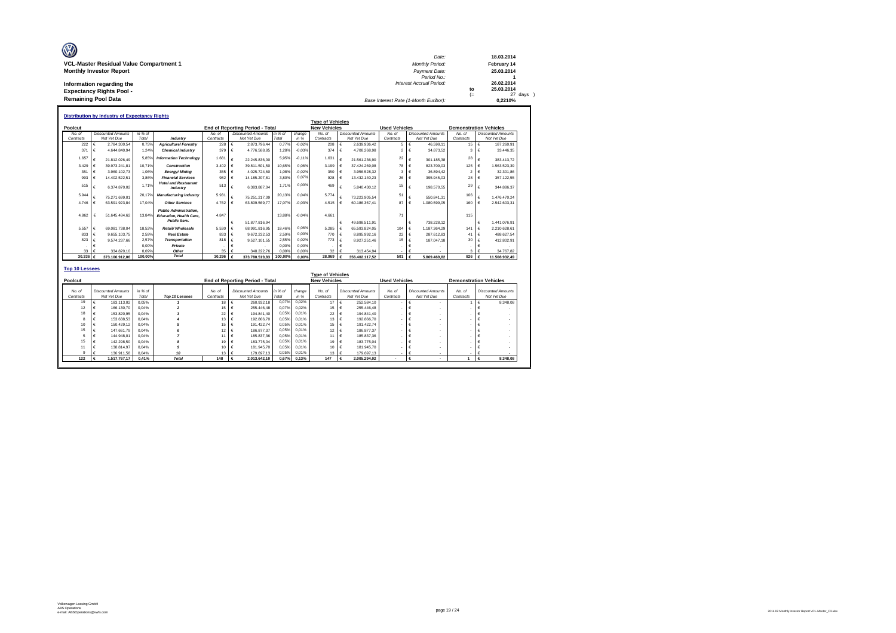**VCL-Master Residual Value Compartment 1**
**Monthly Investor Report**

**Information regarding the Expectancy Rights Pool - Remaining Pool Data**

| | | |
|---|---|---|
| Date: | | 18.03.2014 |
| Monthly Period: | | February 14 |
| Payment Date: | | 25.03.2014 |
| Period No.: | | 1 |
| Interest Accrual Period: | | 26.02.2014 |
| | to | 25.03.2014 |
| | (= | 27 days ) |
| Base Interest Rate (1-Month Euribor): | | 0,2210% |

### Distribution by Industry of Expectancy Rights

| Poolcut | | | | End of Reporting Period - Total | | | | Type of Vehicles: New Vehicles | | Used Vehicles | | Demonstration Vehicles | |
|---|---|---|---|---|---|---|---|---|---|---|---|---|---|
| No. of Contracts | Discounted Amounts Not Yet Due | in % of Total | Industry | No. of Contracts | Discounted Amounts Not Yet Due | in % of Total | change in % | No. of Contracts | Discounted Amounts Not Yet Due | No. of Contracts | Discounted Amounts Not Yet Due | No. of Contracts | Discounted Amounts Not Yet Due |
| 222 | € 2.784.300,54 | 0,75% | Agriculture/ Forestry | 228 | € 2.873.796,44 | 0,77% | -0,02% | 208 | € 2.639.936,42 | 5 | € 46.599,11 | 15 | € 187.260,91 |
| 371 | € 4.644.840,94 | 1,24% | Chemical Industry | 379 | € 4.776.588,85 | 1,28% | -0,03% | 374 | € 4.708.268,98 | 2 | € 34.873,52 | 3 | € 33.446,35 |
| 1.657 | € 21.812.026,49 | 5,85% | Information Technology | 1.681 | € 22.245.836,00 | 5,95% | -0,11% | 1.631 | € 21.561.236,90 | 22 | € 301.185,38 | 28 | € 383.413,72 |
| 3.429 | € 39.973.241,81 | 10,71% | Construction | 3.402 | € 39.811.501,50 | 10,65% | 0,06% | 3.199 | € 37.424.269,08 | 78 | € 823.709,03 | 125 | € 1.563.523,39 |
| 351 | € 3.960.102,73 | 1,06% | Energy/ Mining | 355 | € 4.025.724,60 | 1,08% | -0,02% | 350 | € 3.956.528,32 | 3 | € 36.894,42 | 2 | € 32.301,86 |
| 993 | € 14.402.522,51 | 3,86% | Financial Services | 982 | € 14.185.207,81 | 3,80% | 0,07% | 928 | € 13.432.140,23 | 26 | € 395.945,03 | 28 | € 357.122,55 |
| 515 | € 6.374.870,02 | 1,71% | Hotel and Restaurant Industry | 513 | € 6.383.887,04 | 1,71% | 0,00% | 469 | € 5.840.430,12 | 15 | € 198.570,55 | 29 | € 344.886,37 |
| 5.944 | € 75.271.699,01 | 20,17% | Manufacturing Industry | 5.931 | € 75.251.217,09 | 20,13% | 0,04% | 5.774 | € 73.223.905,54 | 51 | € 550.841,31 | 106 | € 1.476.470,24 |
| 4.746 | € 63.591.923,84 | 17,04% | Other Services | 4.762 | € 63.809.569,77 | 17,07% | -0,03% | 4.515 | € 60.186.367,41 | 87 | € 1.080.599,05 | 160 | € 2.542.603,31 |
| 4.862 | € 51.645.484,62 | 13,84% | Public Administration, Education, Health Care, Public Serv. | 4.847 | € 51.877.816,94 | 13,88% | -0,04% | 4.661 | € 49.698.511,91 | 71 | € 738.228,12 | 115 | € 1.441.076,91 |
| 5.557 | € 69.081.738,04 | 18,52% | Retail/ Wholesale | 5.530 | € 68.991.816,95 | 18,46% | 0,06% | 5.285 | € 65.593.824,05 | 104 | € 1.187.364,29 | 141 | € 2.210.628,61 |
| 833 | € 9.655.103,75 | 2,59% | Real Estate | 833 | € 9.672.232,53 | 2,59% | 0,00% | 770 | € 8.895.992,16 | 22 | € 287.612,83 | 41 | € 488.627,54 |
| 823 | € 9.574.237,66 | 2,57% | Transportation | 818 | € 9.527.101,55 | 2,55% | 0,02% | 773 | € 8.927.251,46 | 15 | € 187.047,18 | 30 | € 412.802,91 |
| - | € - | 0,00% | Private | - | € - | 0,00% | 0,00% | - | € - | - | € - | - | € - |
| 33 | € 334.820,10 | 0,09% | Other | 35 | € 348.222,76 | 0,09% | 0,00% | 32 | € 313.454,94 | - | € - | 3 | € 34.767,82 |
| **30.336** | **€ 373.106.912,06** | **100,00%** | **Total** | **30.296** | **€ 373.780.519,83** | **100,00%** | **0,00%** | **28.969** | **€ 356.402.117,52** | **501** | **€ 5.869.469,82** | **826** | **€ 11.508.932,49** |

### Top 10 Lessees

| Poolcut | | | | End of Reporting Period - Total | | | | Type of Vehicles: New Vehicles | | Used Vehicles | | Demonstration Vehicles | |
|---|---|---|---|---|---|---|---|---|---|---|---|---|---|
| No. of Contracts | Discounted Amounts Not Yet Due | in % of Total | Top 10 Lessees | No. of Contracts | Discounted Amounts Not Yet Due | in % of Total | change in % | No. of Contracts | Discounted Amounts Not Yet Due | No. of Contracts | Discounted Amounts Not Yet Due | No. of Contracts | Discounted Amounts Not Yet Due |
| 19 | € 183.113,02 | 0,05% | 1 | 18 | € 260.932,18 | 0,07% | 0,02% | 17 | € 252.584,10 | - | € - | 1 | € 8.348,08 |
| 12 | € 166.130,70 | 0,04% | 2 | 15 | € 255.446,48 | 0,07% | 0,02% | 15 | € 255.446,48 | - | € - | - | € - |
| 18 | € 153.820,95 | 0,04% | 3 | 22 | € 194.841,40 | 0,05% | 0,01% | 22 | € 194.841,40 | - | € - | - | € - |
| 8 | € 153.638,53 | 0,04% | 4 | 13 | € 192.866,70 | 0,05% | 0,01% | 13 | € 192.866,70 | - | € - | - | € - |
| 10 | € 150.429,12 | 0,04% | 5 | 15 | € 191.422,74 | 0,05% | 0,01% | 15 | € 191.422,74 | - | € - | - | € - |
| 15 | € 147.661,79 | 0,04% | 6 | 12 | € 186.877,37 | 0,05% | 0,01% | 12 | € 186.877,37 | - | € - | - | € - |
| 5 | € 144.948,01 | 0,04% | 7 | 11 | € 185.837,36 | 0,05% | 0,01% | 11 | € 185.837,36 | - | € - | - | € - |
| 15 | € 142.298,50 | 0,04% | 8 | 19 | € 183.775,04 | 0,05% | 0,01% | 19 | € 183.775,04 | - | € - | - | € - |
| 11 | € 138.814,97 | 0,04% | 9 | 10 | € 181.945,70 | 0,05% | 0,01% | 10 | € 181.945,70 | - | € - | - | € - |
| 9 | € 136.911,58 | 0,04% | 10 | 13 | € 179.697,13 | 0,05% | 0,01% | 13 | € 179.697,13 | - | € - | - | € - |
| **122** | **€ 1.517.767,17** | **0,41%** | **Total** | **148** | **€ 2.013.642,10** | **0,67%** | **0,13%** | **147** | **€ 2.005.294,02** | **-** | **€ -** | **1** | **€ 8.348,08** |

Volkswagen Leasing GmbH
ABS Operations
e-mail: ABSOperations@vwfs.com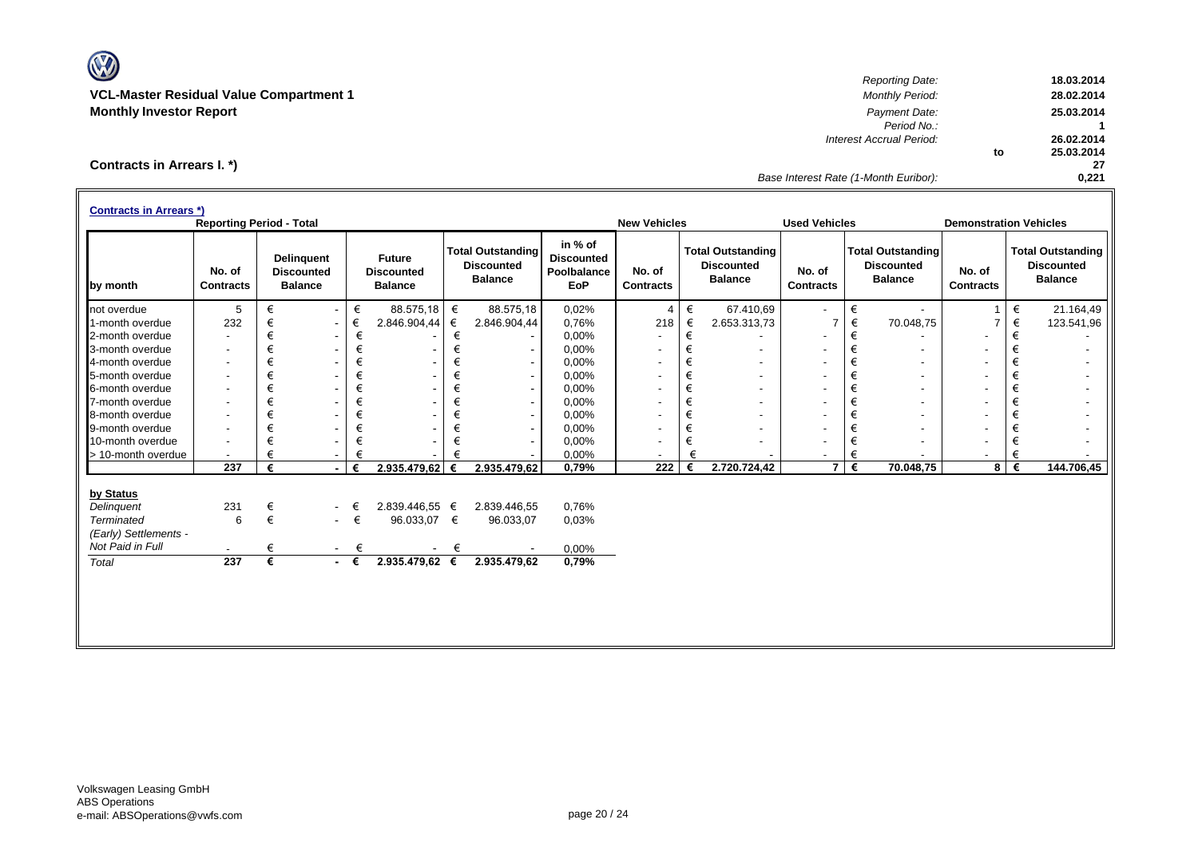**VCL-Master Residual Value Compartment 1**
**Monthly Investor Report**

| | | |
|---|---|---|
| *Reporting Date:* | | **18.03.2014** |
| *Monthly Period:* | | **28.02.2014** |
| *Payment Date:* | | **25.03.2014** |
| *Period No.:* | | **1** |
| *Interest Accrual Period:* | | **26.02.2014** |
| | to | **25.03.2014** |
| | | **27** |
| *Base Interest Rate (1-Month Euribor):* | | **0,221** |

## Contracts in Arrears I. *)

**Contracts in Arrears *)**

| | Reporting Period - Total | | | | | New Vehicles | | Used Vehicles | | Demonstration Vehicles | |
|---|---|---|---|---|---|---|---|---|---|---|---|
| **by month** | **No. of Contracts** | **Delinquent Discounted Balance** | **Future Discounted Balance** | **Total Outstanding Discounted Balance** | **in % of Discounted Poolbalance EoP** | **No. of Contracts** | **Total Outstanding Discounted Balance** | **No. of Contracts** | **Total Outstanding Discounted Balance** | **No. of Contracts** | **Total Outstanding Discounted Balance** |
| not overdue | 5 | € - | € 88.575,18 | € 88.575,18 | 0,02% | 4 | € 67.410,69 | - | € - | 1 | € 21.164,49 |
| 1-month overdue | 232 | € - | € 2.846.904,44 | € 2.846.904,44 | 0,76% | 218 | € 2.653.313,73 | 7 | € 70.048,75 | 7 | € 123.541,96 |
| 2-month overdue | - | € - | € - | € - | 0,00% | - | € - | - | € - | - | € - |
| 3-month overdue | - | € - | € - | € - | 0,00% | - | € - | - | € - | - | € - |
| 4-month overdue | - | € - | € - | € - | 0,00% | - | € - | - | € - | - | € - |
| 5-month overdue | - | € - | € - | € - | 0,00% | - | € - | - | € - | - | € - |
| 6-month overdue | - | € - | € - | € - | 0,00% | - | € - | - | € - | - | € - |
| 7-month overdue | - | € - | € - | € - | 0,00% | - | € - | - | € - | - | € - |
| 8-month overdue | - | € - | € - | € - | 0,00% | - | € - | - | € - | - | € - |
| 9-month overdue | - | € - | € - | € - | 0,00% | - | € - | - | € - | - | € - |
| 10-month overdue | - | € - | € - | € - | 0,00% | - | € - | - | € - | - | € - |
| > 10-month overdue | - | € - | € - | € - | 0,00% | - | € - | - | € - | - | € - |
| | **237** | **€ -** | **€ 2.935.479,62** | **€ 2.935.479,62** | **0,79%** | **222** | **€ 2.720.724,42** | **7** | **€ 70.048,75** | **8** | **€ 144.706,45** |

| **by Status** | | | | | |
|---|---|---|---|---|---|
| *Delinquent* | 231 | € - | € 2.839.446,55 | € 2.839.446,55 | 0,76% |
| *Terminated* | 6 | € - | € 96.033,07 | € 96.033,07 | 0,03% |
| *(Early) Settlements - Not Paid in Full* | - | € - | € - | € - | 0,00% |
| *Total* | **237** | **€ -** | **€ 2.935.479,62** | **€ 2.935.479,62** | **0,79%** |

Volkswagen Leasing GmbH
ABS Operations
e-mail: ABSOperations@vwfs.com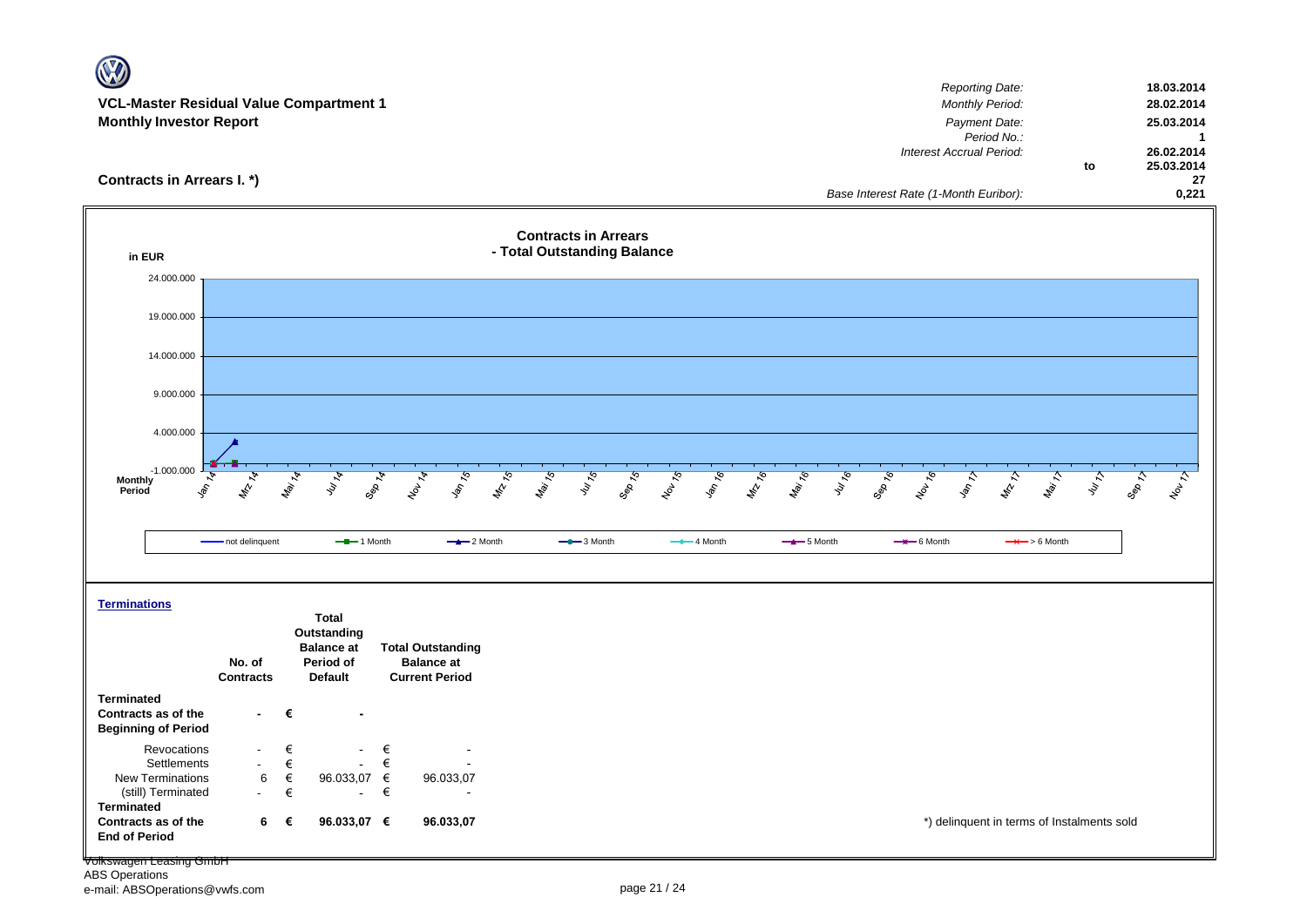**VCL-Master Residual Value Compartment 1**
**Monthly Investor Report**

| | | |
|---|---|---|
| *Reporting Date:* | | **18.03.2014** |
| *Monthly Period:* | | **28.02.2014** |
| *Payment Date:* | | **25.03.2014** |
| *Period No.:* | | **1** |
| *Interest Accrual Period:* | | **26.02.2014** |
| | **to** | **25.03.2014** |
| | | **27** |
| *Base Interest Rate (1-Month Euribor):* | | **0,221** |

## Contracts in Arrears I. *)

**Contracts in Arrears - Total Outstanding Balance**

in EUR

24.000.000
19.000.000
14.000.000
9.000.000
4.000.000
-1.000.000

Monthly Period: Jan 14, Mrz 14, Mai 14, Jul 14, Sep 14, Nov 14, Jan 15, Mrz 15, Mai 15, Jul 15, Sep 15, Nov 15, Jan 16, Mrz 16, Mai 16, Jul 16, Sep 16, Nov 16, Jan 17, Mrz 17, Mai 17, Jul 17, Sep 17, Nov 17

not delinquent — 1 Month — 2 Month — 3 Month — 4 Month — 5 Month — 6 Month — > 6 Month

**Terminations**

| | No. of Contracts | | Total Outstanding Balance at Period of Default | | Total Outstanding Balance at Current Period |
|---|---|---|---|---|---|
| **Terminated Contracts as of the Beginning of Period** | **-** | **€** | **-** | | |
| Revocations | - | € | - | € | - |
| Settlements | - | € | - | € | - |
| New Terminations | 6 | € | 96.033,07 | € | 96.033,07 |
| (still) Terminated | - | € | - | € | - |
| **Terminated Contracts as of the End of Period** | **6** | **€** | **96.033,07** | **€** | **96.033,07** |

*) delinquent in terms of Instalments sold

Volkswagen Leasing GmbH
ABS Operations
e-mail: ABSOperations@vwfs.com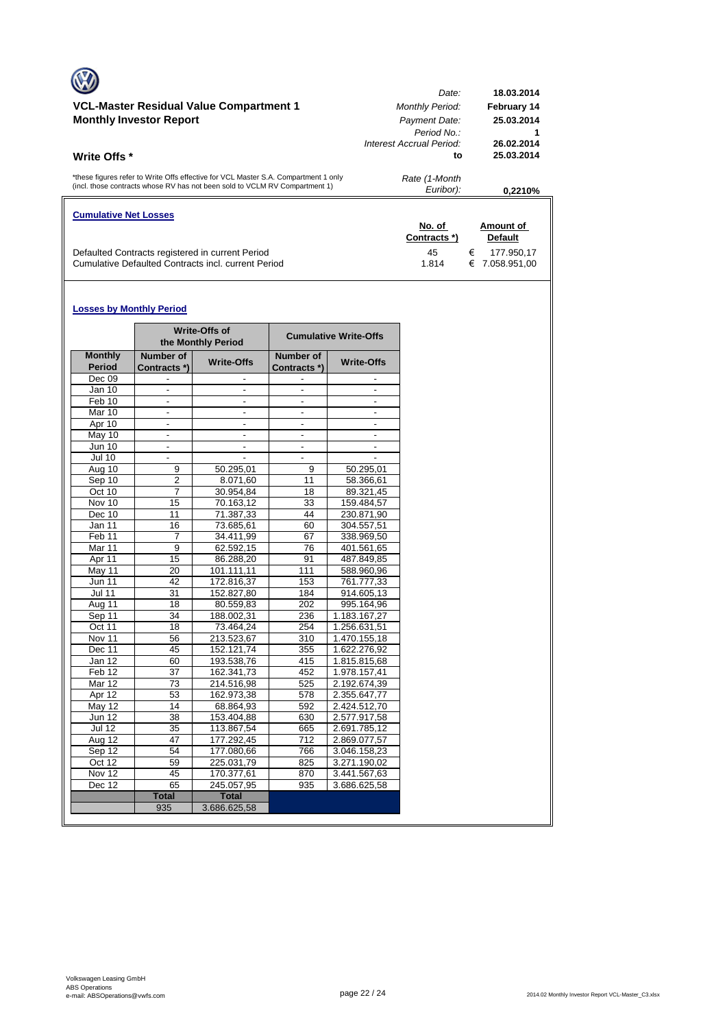## VCL-Master Residual Value Compartment 1
## Monthly Investor Report

| | |
|---|---|
| *Date:* | **18.03.2014** |
| *Monthly Period:* | **February 14** |
| *Payment Date:* | **25.03.2014** |
| *Period No.:* | **1** |
| *Interest Accrual Period:* | **26.02.2014** |
| **to** | **25.03.2014** |
| *Rate (1-Month Euribor):* | **0,2210%** |

### Write Offs *

*these figures refer to Write Offs effective for VCL Master S.A. Compartment 1 only (incl. those contracts whose RV has not been sold to VCLM RV Compartment 1)

**Cumulative Net Losses**

| | No. of Contracts *) | Amount of Default |
|---|---|---|
| Defaulted Contracts registered in current Period | 45 | € 177.950,17 |
| Cumulative Defaulted Contracts incl. current Period | 1.814 | € 7.058.951,00 |

**Losses by Monthly Period**

| | Write-Offs of the Monthly Period | | Cumulative Write-Offs | |
|---|---|---|---|---|
| Monthly Period | Number of Contracts *) | Write-Offs | Number of Contracts *) | Write-Offs |
| Dec 09 | - | - | - | - |
| Jan 10 | - | - | - | - |
| Feb 10 | - | - | - | - |
| Mar 10 | - | - | - | - |
| Apr 10 | - | - | - | - |
| May 10 | - | - | - | - |
| Jun 10 | - | - | - | - |
| Jul 10 | - | - | - | - |
| Aug 10 | 9 | 50.295,01 | 9 | 50.295,01 |
| Sep 10 | 2 | 8.071,60 | 11 | 58.366,61 |
| Oct 10 | 7 | 30.954,84 | 18 | 89.321,45 |
| Nov 10 | 15 | 70.163,12 | 33 | 159.484,57 |
| Dec 10 | 11 | 71.387,33 | 44 | 230.871,90 |
| Jan 11 | 16 | 73.685,61 | 60 | 304.557,51 |
| Feb 11 | 7 | 34.411,99 | 67 | 338.969,50 |
| Mar 11 | 9 | 62.592,15 | 76 | 401.561,65 |
| Apr 11 | 15 | 86.288,20 | 91 | 487.849,85 |
| May 11 | 20 | 101.111,11 | 111 | 588.960,96 |
| Jun 11 | 42 | 172.816,37 | 153 | 761.777,33 |
| Jul 11 | 31 | 152.827,80 | 184 | 914.605,13 |
| Aug 11 | 18 | 80.559,83 | 202 | 995.164,96 |
| Sep 11 | 34 | 188.002,31 | 236 | 1.183.167,27 |
| Oct 11 | 18 | 73.464,24 | 254 | 1.256.631,51 |
| Nov 11 | 56 | 213.523,67 | 310 | 1.470.155,18 |
| Dec 11 | 45 | 152.121,74 | 355 | 1.622.276,92 |
| Jan 12 | 60 | 193.538,76 | 415 | 1.815.815,68 |
| Feb 12 | 37 | 162.341,73 | 452 | 1.978.157,41 |
| Mar 12 | 73 | 214.516,98 | 525 | 2.192.674,39 |
| Apr 12 | 53 | 162.973,38 | 578 | 2.355.647,77 |
| May 12 | 14 | 68.864,93 | 592 | 2.424.512,70 |
| Jun 12 | 38 | 153.404,88 | 630 | 2.577.917,58 |
| Jul 12 | 35 | 113.867,54 | 665 | 2.691.785,12 |
| Aug 12 | 47 | 177.292,45 | 712 | 2.869.077,57 |
| Sep 12 | 54 | 177.080,66 | 766 | 3.046.158,23 |
| Oct 12 | 59 | 225.031,79 | 825 | 3.271.190,02 |
| Nov 12 | 45 | 170.377,61 | 870 | 3.441.567,63 |
| Dec 12 | 65 | 245.057,95 | 935 | 3.686.625,58 |
| | **Total** | **Total** | | |
| | 935 | 3.686.625,58 | | |

Volkswagen Leasing GmbH
ABS Operations
e-mail: ABSOperations@vwfs.com

2014.02 Monthly Investor Report VCL-Master_C3.xlsx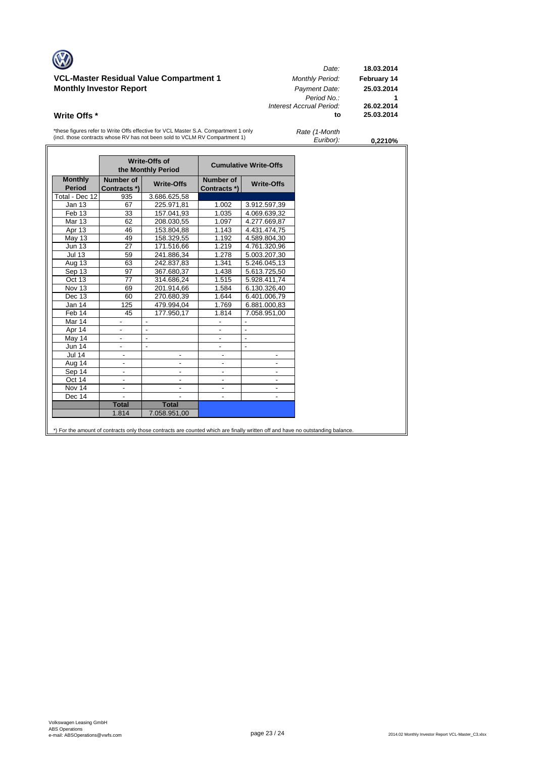**VCL-Master Residual Value Compartment 1**
**Monthly Investor Report**

| | |
|---|---|
| *Date:* | **18.03.2014** |
| *Monthly Period:* | **February 14** |
| *Payment Date:* | **25.03.2014** |
| *Period No.:* | **1** |
| *Interest Accrual Period:* | **26.02.2014** |
| **to** | **25.03.2014** |

## Write Offs *

*these figures refer to Write Offs effective for VCL Master S.A. Compartment 1 only (incl. those contracts whose RV has not been sold to VCLM RV Compartment 1)

*Rate (1-Month Euribor):* **0,2210%**

| | Write-Offs of the Monthly Period | | Cumulative Write-Offs | |
|---|---|---|---|---|
| **Monthly Period** | **Number of Contracts *)** | **Write-Offs** | **Number of Contracts *)** | **Write-Offs** |
| Total - Dec 12 | 935 | 3.686.625,58 | | |
| Jan 13 | 67 | 225.971,81 | 1.002 | 3.912.597,39 |
| Feb 13 | 33 | 157.041,93 | 1.035 | 4.069.639,32 |
| Mar 13 | 62 | 208.030,55 | 1.097 | 4.277.669,87 |
| Apr 13 | 46 | 153.804,88 | 1.143 | 4.431.474,75 |
| May 13 | 49 | 158.329,55 | 1.192 | 4.589.804,30 |
| Jun 13 | 27 | 171.516,66 | 1.219 | 4.761.320,96 |
| Jul 13 | 59 | 241.886,34 | 1.278 | 5.003.207,30 |
| Aug 13 | 63 | 242.837,83 | 1.341 | 5.246.045,13 |
| Sep 13 | 97 | 367.680,37 | 1.438 | 5.613.725,50 |
| Oct 13 | 77 | 314.686,24 | 1.515 | 5.928.411,74 |
| Nov 13 | 69 | 201.914,66 | 1.584 | 6.130.326,40 |
| Dec 13 | 60 | 270.680,39 | 1.644 | 6.401.006,79 |
| Jan 14 | 125 | 479.994,04 | 1.769 | 6.881.000,83 |
| Feb 14 | 45 | 177.950,17 | 1.814 | 7.058.951,00 |
| Mar 14 | - | - | - | - |
| Apr 14 | - | - | - | - |
| May 14 | - | - | - | - |
| Jun 14 | - | - | - | - |
| Jul 14 | - | - | - | - |
| Aug 14 | - | - | - | - |
| Sep 14 | - | - | - | - |
| Oct 14 | - | - | - | - |
| Nov 14 | - | - | - | - |
| Dec 14 | - | - | - | - |
| | **Total** | **Total** | | |
| | 1.814 | 7.058.951,00 | | |

*) For the amount of contracts only those contracts are counted which are finally written off and have no outstanding balance.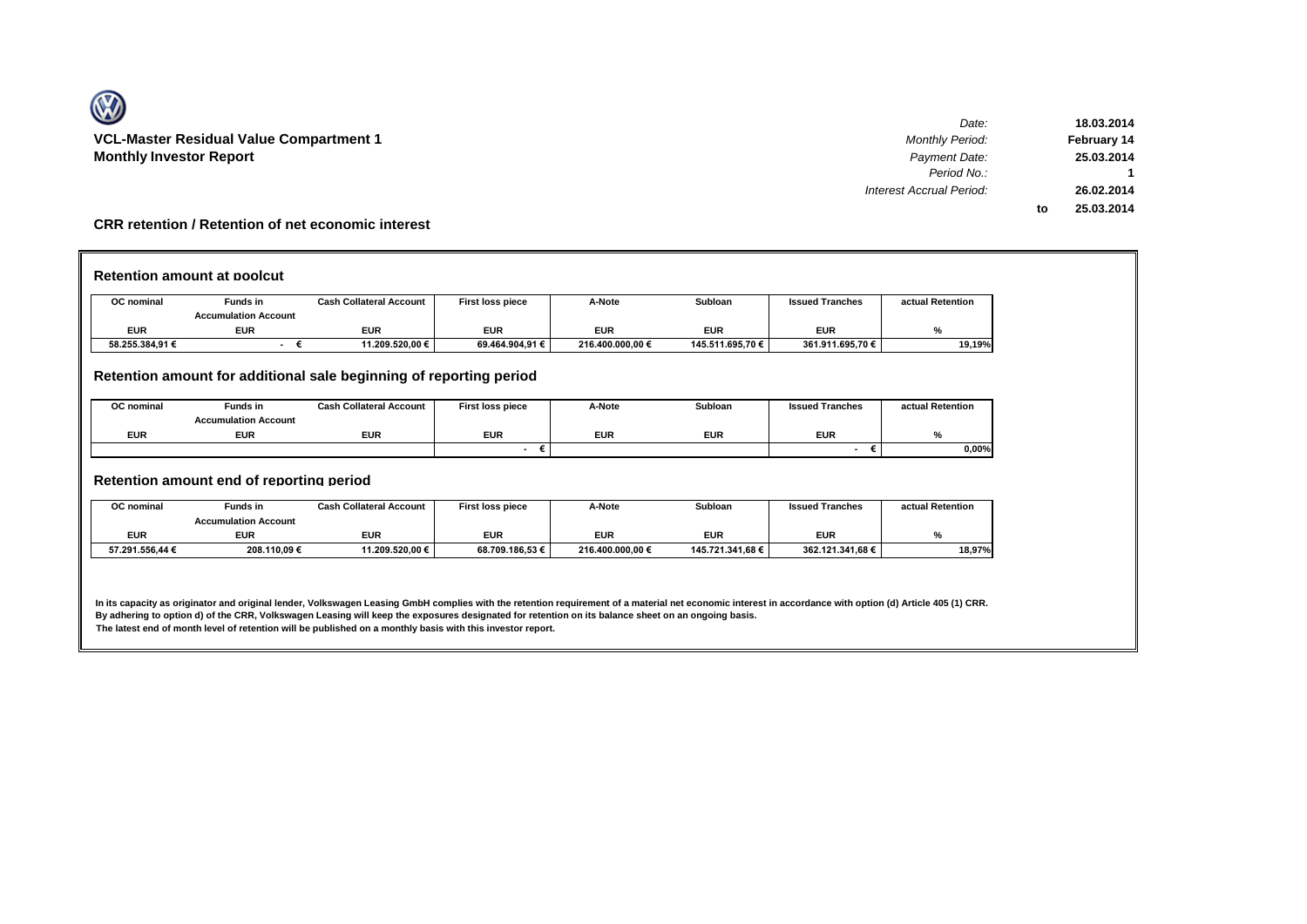**VCL-Master Residual Value Compartment 1**
**Monthly Investor Report**

| | |
|---|---|
| *Date:* | **18.03.2014** |
| *Monthly Period:* | **February 14** |
| *Payment Date:* | **25.03.2014** |
| *Period No.:* | **1** |
| *Interest Accrual Period:* | **26.02.2014** |
| to | **25.03.2014** |

## CRR retention / Retention of net economic interest

### Retention amount at poolcut

| OC nominal | Funds in Accumulation Account | Cash Collateral Account | First loss piece | A-Note | Subloan | Issued Tranches | actual Retention |
|---|---|---|---|---|---|---|---|
| EUR | EUR | EUR | EUR | EUR | EUR | EUR | % |
| 58.255.384,91 € | - € | 11.209.520,00 € | 69.464.904,91 € | 216.400.000,00 € | 145.511.695,70 € | 361.911.695,70 € | 19,19% |

### Retention amount for additional sale beginning of reporting period

| OC nominal | Funds in Accumulation Account | Cash Collateral Account | First loss piece | A-Note | Subloan | Issued Tranches | actual Retention |
|---|---|---|---|---|---|---|---|
| EUR | EUR | EUR | EUR | EUR | EUR | EUR | % |
| | | | - € | | | - € | 0,00% |

### Retention amount end of reporting period

| OC nominal | Funds in Accumulation Account | Cash Collateral Account | First loss piece | A-Note | Subloan | Issued Tranches | actual Retention |
|---|---|---|---|---|---|---|---|
| EUR | EUR | EUR | EUR | EUR | EUR | EUR | % |
| 57.291.556,44 € | 208.110,09 € | 11.209.520,00 € | 68.709.186,53 € | 216.400.000,00 € | 145.721.341,68 € | 362.121.341,68 € | 18,97% |

**In its capacity as originator and original lender, Volkswagen Leasing GmbH complies with the retention requirement of a material net economic interest in accordance with option (d) Article 405 (1) CRR. By adhering to option d) of the CRR, Volkswagen Leasing will keep the exposures designated for retention on its balance sheet on an ongoing basis. The latest end of month level of retention will be published on a monthly basis with this investor report.**